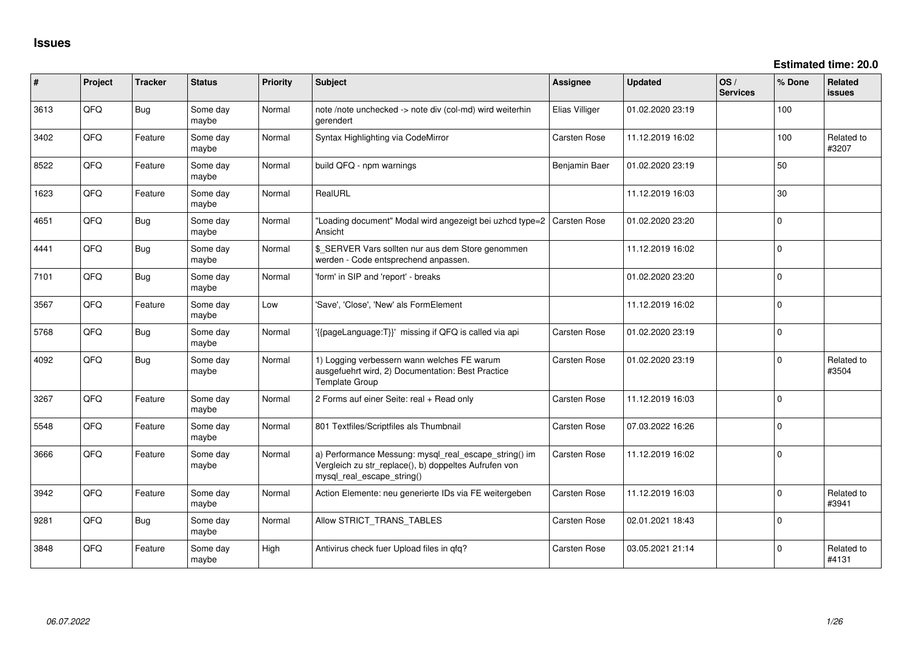# Issues

**Estimated time: 20.0**

| # | Project | Tracker | Status | Priority | Subject | Assignee | Updated | OS / Services | % Done | Related issues |
|---|---|---|---|---|---|---|---|---|---|---|
| 3613 | QFQ | Bug | Some day maybe | Normal | note /note unchecked -> note div (col-md) wird weiterhin gerendert | Elias Villiger | 01.02.2020 23:19 | | 100 | |
| 3402 | QFQ | Feature | Some day maybe | Normal | Syntax Highlighting via CodeMirror | Carsten Rose | 11.12.2019 16:02 | | 100 | Related to #3207 |
| 8522 | QFQ | Feature | Some day maybe | Normal | build QFQ - npm warnings | Benjamin Baer | 01.02.2020 23:19 | | 50 | |
| 1623 | QFQ | Feature | Some day maybe | Normal | RealURL | | 11.12.2019 16:03 | | 30 | |
| 4651 | QFQ | Bug | Some day maybe | Normal | "Loading document" Modal wird angezeigt bei uzhcd type=2 Ansicht | Carsten Rose | 01.02.2020 23:20 | | 0 | |
| 4441 | QFQ | Bug | Some day maybe | Normal | $_SERVER Vars sollten nur aus dem Store genommen werden - Code entsprechend anpassen. | | 11.12.2019 16:02 | | 0 | |
| 7101 | QFQ | Bug | Some day maybe | Normal | 'form' in SIP and 'report' - breaks | | 01.02.2020 23:20 | | 0 | |
| 3567 | QFQ | Feature | Some day maybe | Low | 'Save', 'Close', 'New' als FormElement | | 11.12.2019 16:02 | | 0 | |
| 5768 | QFQ | Bug | Some day maybe | Normal | '{{pageLanguage:T}}' missing if QFQ is called via api | Carsten Rose | 01.02.2020 23:19 | | 0 | |
| 4092 | QFQ | Bug | Some day maybe | Normal | 1) Logging verbessern wann welches FE warum ausgefuehrt wird, 2) Documentation: Best Practice Template Group | Carsten Rose | 01.02.2020 23:19 | | 0 | Related to #3504 |
| 3267 | QFQ | Feature | Some day maybe | Normal | 2 Forms auf einer Seite: real + Read only | Carsten Rose | 11.12.2019 16:03 | | 0 | |
| 5548 | QFQ | Feature | Some day maybe | Normal | 801 Textfiles/Scriptfiles als Thumbnail | Carsten Rose | 07.03.2022 16:26 | | 0 | |
| 3666 | QFQ | Feature | Some day maybe | Normal | a) Performance Messung: mysql_real_escape_string() im Vergleich zu str_replace(), b) doppeltes Aufrufen von mysql_real_escape_string() | Carsten Rose | 11.12.2019 16:02 | | 0 | |
| 3942 | QFQ | Feature | Some day maybe | Normal | Action Elemente: neu generierte IDs via FE weitergeben | Carsten Rose | 11.12.2019 16:03 | | 0 | Related to #3941 |
| 9281 | QFQ | Bug | Some day maybe | Normal | Allow STRICT_TRANS_TABLES | Carsten Rose | 02.01.2021 18:43 | | 0 | |
| 3848 | QFQ | Feature | Some day maybe | High | Antivirus check fuer Upload files in qfq? | Carsten Rose | 03.05.2021 21:14 | | 0 | Related to #4131 |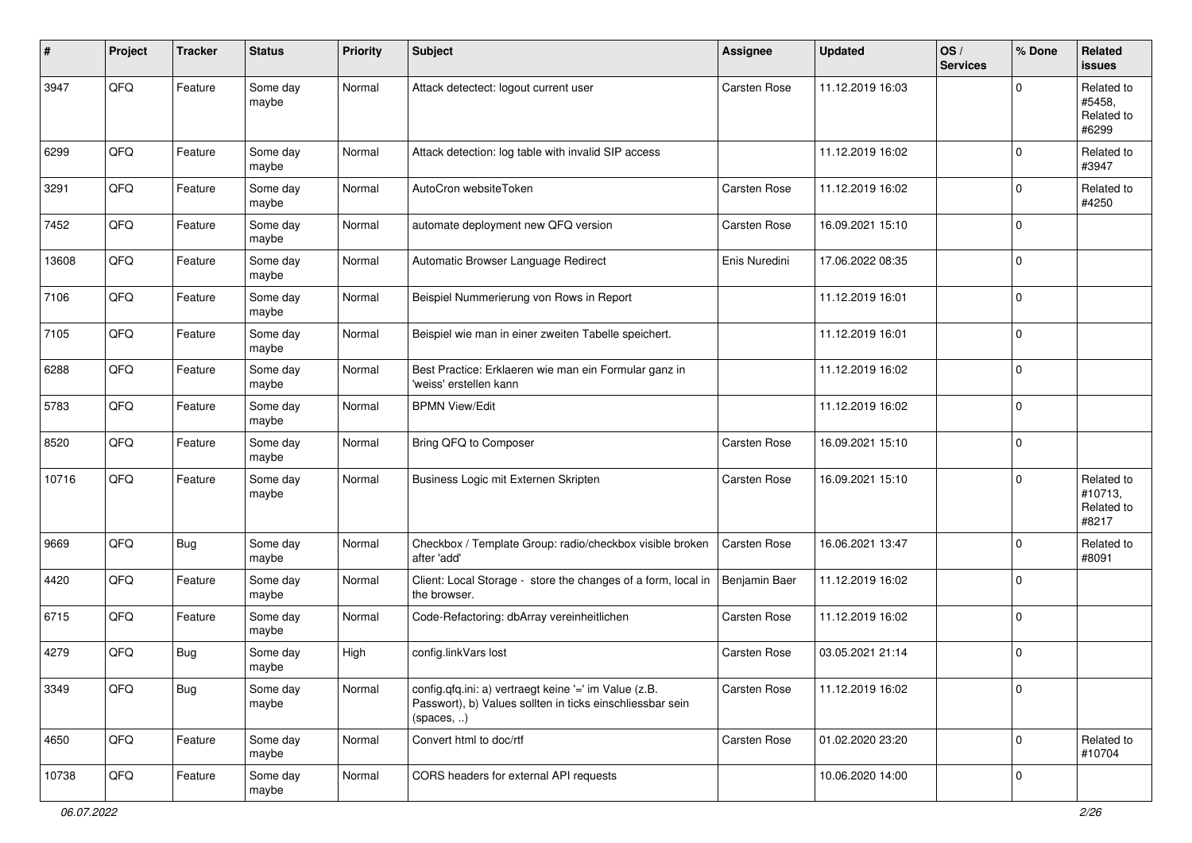| # | Project | Tracker | Status | Priority | Subject | Assignee | Updated | OS / Services | % Done | Related issues |
|---|---|---|---|---|---|---|---|---|---|---|
| 3947 | QFQ | Feature | Some day maybe | Normal | Attack detectect: logout current user | Carsten Rose | 11.12.2019 16:03 | | 0 | Related to #5458, Related to #6299 |
| 6299 | QFQ | Feature | Some day maybe | Normal | Attack detection: log table with invalid SIP access | | 11.12.2019 16:02 | | 0 | Related to #3947 |
| 3291 | QFQ | Feature | Some day maybe | Normal | AutoCron websiteToken | Carsten Rose | 11.12.2019 16:02 | | 0 | Related to #4250 |
| 7452 | QFQ | Feature | Some day maybe | Normal | automate deployment new QFQ version | Carsten Rose | 16.09.2021 15:10 | | 0 | |
| 13608 | QFQ | Feature | Some day maybe | Normal | Automatic Browser Language Redirect | Enis Nuredini | 17.06.2022 08:35 | | 0 | |
| 7106 | QFQ | Feature | Some day maybe | Normal | Beispiel Nummerierung von Rows in Report | | 11.12.2019 16:01 | | 0 | |
| 7105 | QFQ | Feature | Some day maybe | Normal | Beispiel wie man in einer zweiten Tabelle speichert. | | 11.12.2019 16:01 | | 0 | |
| 6288 | QFQ | Feature | Some day maybe | Normal | Best Practice: Erklaeren wie man ein Formular ganz in 'weiss' erstellen kann | | 11.12.2019 16:02 | | 0 | |
| 5783 | QFQ | Feature | Some day maybe | Normal | BPMN View/Edit | | 11.12.2019 16:02 | | 0 | |
| 8520 | QFQ | Feature | Some day maybe | Normal | Bring QFQ to Composer | Carsten Rose | 16.09.2021 15:10 | | 0 | |
| 10716 | QFQ | Feature | Some day maybe | Normal | Business Logic mit Externen Skripten | Carsten Rose | 16.09.2021 15:10 | | 0 | Related to #10713, Related to #8217 |
| 9669 | QFQ | Bug | Some day maybe | Normal | Checkbox / Template Group: radio/checkbox visible broken after 'add' | Carsten Rose | 16.06.2021 13:47 | | 0 | Related to #8091 |
| 4420 | QFQ | Feature | Some day maybe | Normal | Client: Local Storage - store the changes of a form, local in the browser. | Benjamin Baer | 11.12.2019 16:02 | | 0 | |
| 6715 | QFQ | Feature | Some day maybe | Normal | Code-Refactoring: dbArray vereinheitlichen | Carsten Rose | 11.12.2019 16:02 | | 0 | |
| 4279 | QFQ | Bug | Some day maybe | High | config.linkVars lost | Carsten Rose | 03.05.2021 21:14 | | 0 | |
| 3349 | QFQ | Bug | Some day maybe | Normal | config.qfq.ini: a) vertraegt keine '=' im Value (z.B. Passwort), b) Values sollten in ticks einschliessbar sein (spaces, ..) | Carsten Rose | 11.12.2019 16:02 | | 0 | |
| 4650 | QFQ | Feature | Some day maybe | Normal | Convert html to doc/rtf | Carsten Rose | 01.02.2020 23:20 | | 0 | Related to #10704 |
| 10738 | QFQ | Feature | Some day maybe | Normal | CORS headers for external API requests | | 10.06.2020 14:00 | | 0 | |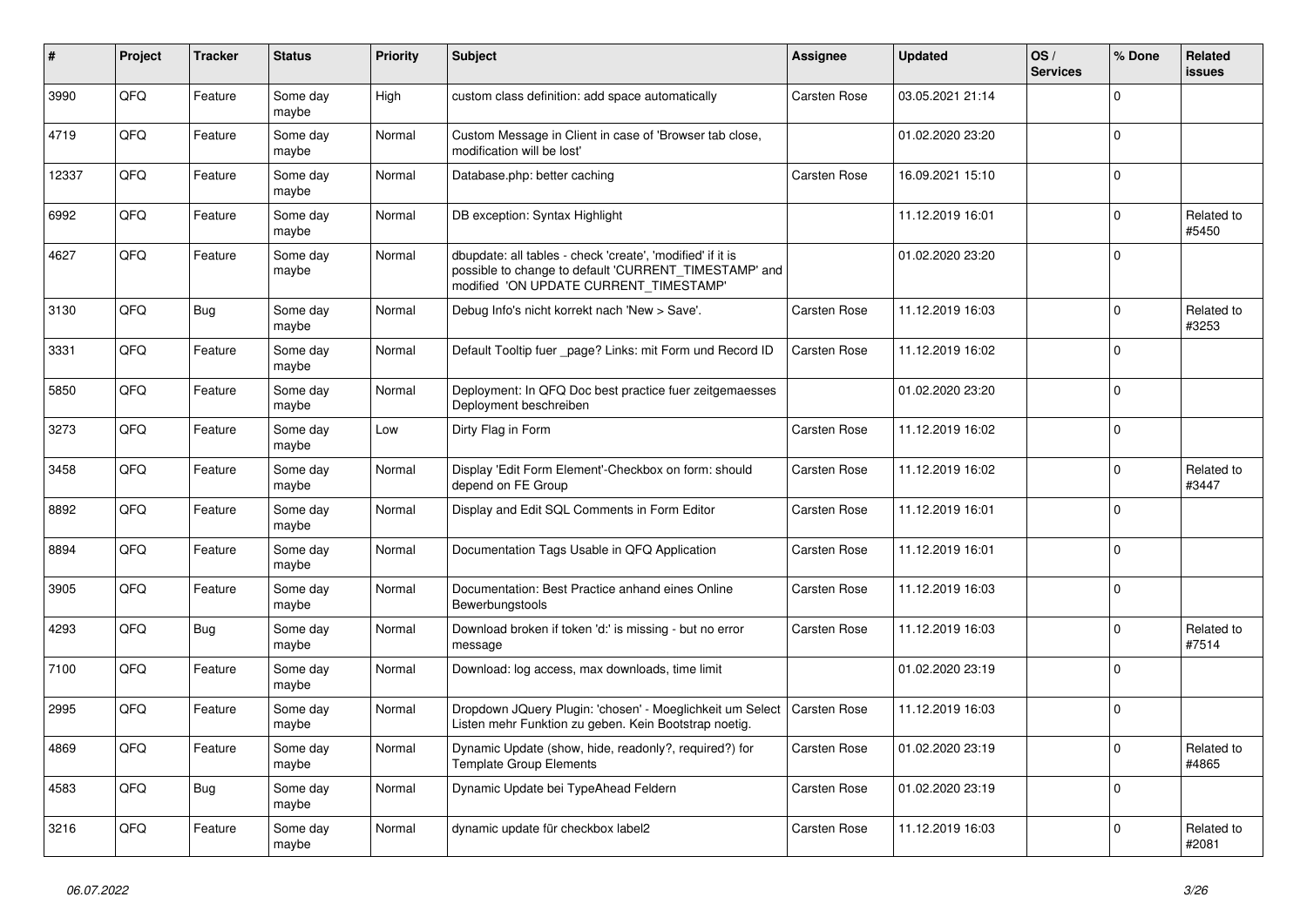| # | Project | Tracker | Status | Priority | Subject | Assignee | Updated | OS / Services | % Done | Related issues |
|---|---|---|---|---|---|---|---|---|---|---|
| 3990 | QFQ | Feature | Some day maybe | High | custom class definition: add space automatically | Carsten Rose | 03.05.2021 21:14 | | 0 | |
| 4719 | QFQ | Feature | Some day maybe | Normal | Custom Message in Client in case of 'Browser tab close, modification will be lost' | | 01.02.2020 23:20 | | 0 | |
| 12337 | QFQ | Feature | Some day maybe | Normal | Database.php: better caching | Carsten Rose | 16.09.2021 15:10 | | 0 | |
| 6992 | QFQ | Feature | Some day maybe | Normal | DB exception: Syntax Highlight | | 11.12.2019 16:01 | | 0 | Related to #5450 |
| 4627 | QFQ | Feature | Some day maybe | Normal | dbupdate: all tables - check 'create', 'modified' if it is possible to change to default 'CURRENT_TIMESTAMP' and modified 'ON UPDATE CURRENT_TIMESTAMP' | | 01.02.2020 23:20 | | 0 | |
| 3130 | QFQ | Bug | Some day maybe | Normal | Debug Info's nicht korrekt nach 'New > Save'. | Carsten Rose | 11.12.2019 16:03 | | 0 | Related to #3253 |
| 3331 | QFQ | Feature | Some day maybe | Normal | Default Tooltip fuer _page? Links: mit Form und Record ID | Carsten Rose | 11.12.2019 16:02 | | 0 | |
| 5850 | QFQ | Feature | Some day maybe | Normal | Deployment: In QFQ Doc best practice fuer zeitgemaesses Deployment beschreiben | | 01.02.2020 23:20 | | 0 | |
| 3273 | QFQ | Feature | Some day maybe | Low | Dirty Flag in Form | Carsten Rose | 11.12.2019 16:02 | | 0 | |
| 3458 | QFQ | Feature | Some day maybe | Normal | Display 'Edit Form Element'-Checkbox on form: should depend on FE Group | Carsten Rose | 11.12.2019 16:02 | | 0 | Related to #3447 |
| 8892 | QFQ | Feature | Some day maybe | Normal | Display and Edit SQL Comments in Form Editor | Carsten Rose | 11.12.2019 16:01 | | 0 | |
| 8894 | QFQ | Feature | Some day maybe | Normal | Documentation Tags Usable in QFQ Application | Carsten Rose | 11.12.2019 16:01 | | 0 | |
| 3905 | QFQ | Feature | Some day maybe | Normal | Documentation: Best Practice anhand eines Online Bewerbungstools | Carsten Rose | 11.12.2019 16:03 | | 0 | |
| 4293 | QFQ | Bug | Some day maybe | Normal | Download broken if token 'd:' is missing - but no error message | Carsten Rose | 11.12.2019 16:03 | | 0 | Related to #7514 |
| 7100 | QFQ | Feature | Some day maybe | Normal | Download: log access, max downloads, time limit | | 01.02.2020 23:19 | | 0 | |
| 2995 | QFQ | Feature | Some day maybe | Normal | Dropdown JQuery Plugin: 'chosen' - Moeglichkeit um Select Listen mehr Funktion zu geben. Kein Bootstrap noetig. | Carsten Rose | 11.12.2019 16:03 | | 0 | |
| 4869 | QFQ | Feature | Some day maybe | Normal | Dynamic Update (show, hide, readonly?, required?) for Template Group Elements | Carsten Rose | 01.02.2020 23:19 | | 0 | Related to #4865 |
| 4583 | QFQ | Bug | Some day maybe | Normal | Dynamic Update bei TypeAhead Feldern | Carsten Rose | 01.02.2020 23:19 | | 0 | |
| 3216 | QFQ | Feature | Some day maybe | Normal | dynamic update für checkbox label2 | Carsten Rose | 11.12.2019 16:03 | | 0 | Related to #2081 |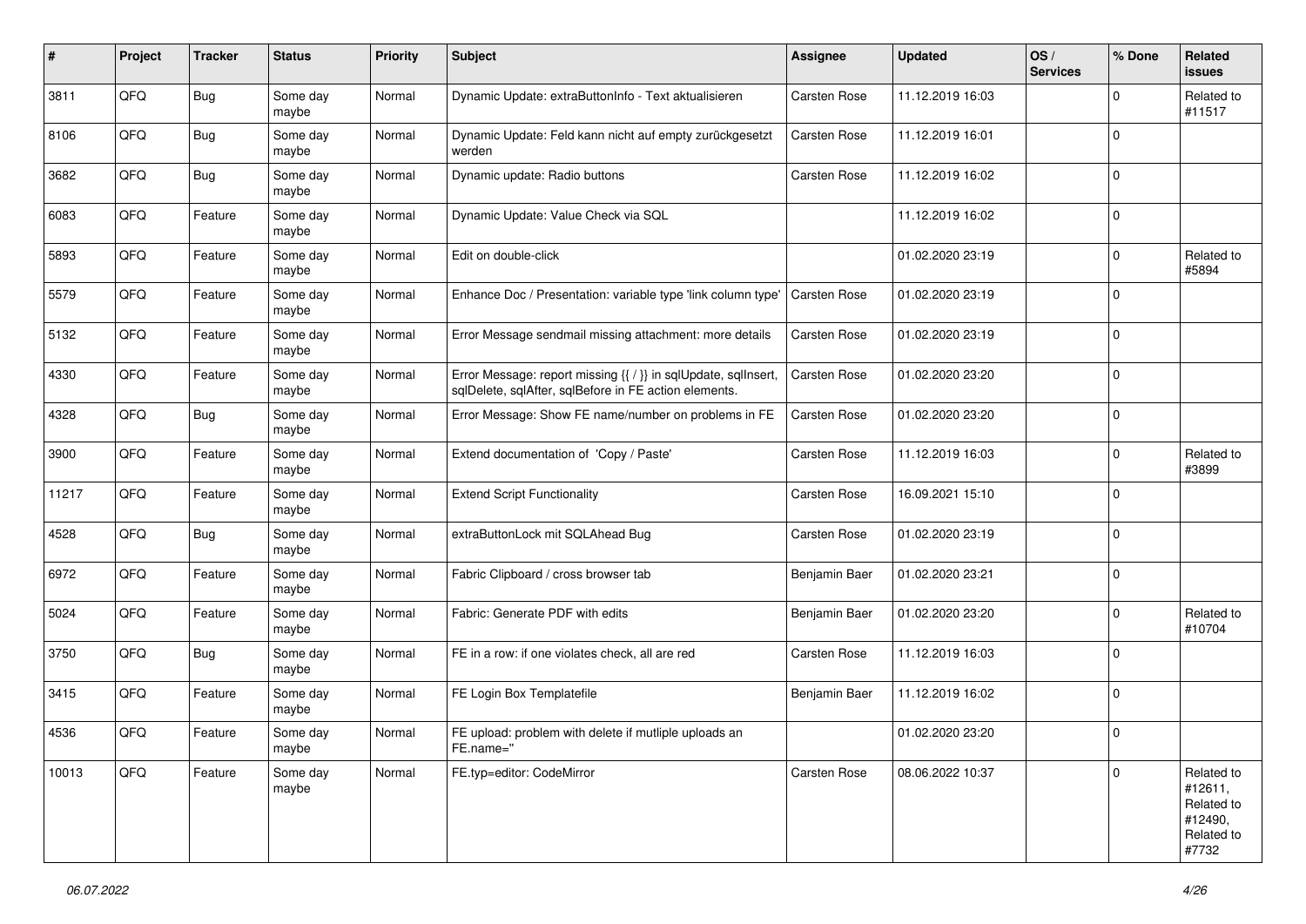| # | Project | Tracker | Status | Priority | Subject | Assignee | Updated | OS / Services | % Done | Related issues |
|---|---|---|---|---|---|---|---|---|---|---|
| 3811 | QFQ | Bug | Some day maybe | Normal | Dynamic Update: extraButtonInfo - Text aktualisieren | Carsten Rose | 11.12.2019 16:03 | | 0 | Related to #11517 |
| 8106 | QFQ | Bug | Some day maybe | Normal | Dynamic Update: Feld kann nicht auf empty zurückgesetzt werden | Carsten Rose | 11.12.2019 16:01 | | 0 | |
| 3682 | QFQ | Bug | Some day maybe | Normal | Dynamic update: Radio buttons | Carsten Rose | 11.12.2019 16:02 | | 0 | |
| 6083 | QFQ | Feature | Some day maybe | Normal | Dynamic Update: Value Check via SQL | | 11.12.2019 16:02 | | 0 | |
| 5893 | QFQ | Feature | Some day maybe | Normal | Edit on double-click | | 01.02.2020 23:19 | | 0 | Related to #5894 |
| 5579 | QFQ | Feature | Some day maybe | Normal | Enhance Doc / Presentation: variable type 'link column type' | Carsten Rose | 01.02.2020 23:19 | | 0 | |
| 5132 | QFQ | Feature | Some day maybe | Normal | Error Message sendmail missing attachment: more details | Carsten Rose | 01.02.2020 23:19 | | 0 | |
| 4330 | QFQ | Feature | Some day maybe | Normal | Error Message: report missing {{ / }} in sqlUpdate, sqlInsert, sqlDelete, sqlAfter, sqlBefore in FE action elements. | Carsten Rose | 01.02.2020 23:20 | | 0 | |
| 4328 | QFQ | Bug | Some day maybe | Normal | Error Message: Show FE name/number on problems in FE | Carsten Rose | 01.02.2020 23:20 | | 0 | |
| 3900 | QFQ | Feature | Some day maybe | Normal | Extend documentation of 'Copy / Paste' | Carsten Rose | 11.12.2019 16:03 | | 0 | Related to #3899 |
| 11217 | QFQ | Feature | Some day maybe | Normal | Extend Script Functionality | Carsten Rose | 16.09.2021 15:10 | | 0 | |
| 4528 | QFQ | Bug | Some day maybe | Normal | extraButtonLock mit SQLAhead Bug | Carsten Rose | 01.02.2020 23:19 | | 0 | |
| 6972 | QFQ | Feature | Some day maybe | Normal | Fabric Clipboard / cross browser tab | Benjamin Baer | 01.02.2020 23:21 | | 0 | |
| 5024 | QFQ | Feature | Some day maybe | Normal | Fabric: Generate PDF with edits | Benjamin Baer | 01.02.2020 23:20 | | 0 | Related to #10704 |
| 3750 | QFQ | Bug | Some day maybe | Normal | FE in a row: if one violates check, all are red | Carsten Rose | 11.12.2019 16:03 | | 0 | |
| 3415 | QFQ | Feature | Some day maybe | Normal | FE Login Box Templatefile | Benjamin Baer | 11.12.2019 16:02 | | 0 | |
| 4536 | QFQ | Feature | Some day maybe | Normal | FE upload: problem with delete if mutliple uploads an FE.name=" | | 01.02.2020 23:20 | | 0 | |
| 10013 | QFQ | Feature | Some day maybe | Normal | FE.typ=editor: CodeMirror | Carsten Rose | 08.06.2022 10:37 | | 0 | Related to #12611, Related to #12490, Related to #7732 |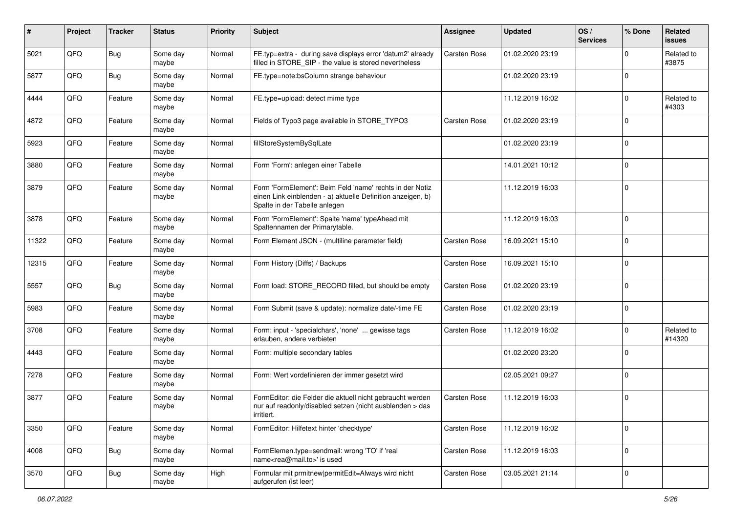| # | Project | Tracker | Status | Priority | Subject | Assignee | Updated | OS / Services | % Done | Related issues |
|---|---|---|---|---|---|---|---|---|---|---|
| 5021 | QFO | Bug | Some day maybe | Normal | FE.typ=extra - during save displays error 'datum2' already filled in STORE_SIP - the value is stored nevertheless | Carsten Rose | 01.02.2020 23:19 | | 0 | Related to #3875 |
| 5877 | QFO | Bug | Some day maybe | Normal | FE.type=note:bsColumn strange behaviour | | 01.02.2020 23:19 | | 0 | |
| 4444 | QFO | Feature | Some day maybe | Normal | FE.type=upload: detect mime type | | 11.12.2019 16:02 | | 0 | Related to #4303 |
| 4872 | QFO | Feature | Some day maybe | Normal | Fields of Typo3 page available in STORE_TYPO3 | Carsten Rose | 01.02.2020 23:19 | | 0 | |
| 5923 | QFO | Feature | Some day maybe | Normal | fillStoreSystemBySqlLate | | 01.02.2020 23:19 | | 0 | |
| 3880 | QFO | Feature | Some day maybe | Normal | Form 'Form': anlegen einer Tabelle | | 14.01.2021 10:12 | | 0 | |
| 3879 | QFO | Feature | Some day maybe | Normal | Form 'FormElement': Beim Feld 'name' rechts in der Notiz einen Link einblenden - a) aktuelle Definition anzeigen, b) Spalte in der Tabelle anlegen | | 11.12.2019 16:03 | | 0 | |
| 3878 | QFO | Feature | Some day maybe | Normal | Form 'FormElement': Spalte 'name' typeAhead mit Spaltennamen der Primarytable. | | 11.12.2019 16:03 | | 0 | |
| 11322 | QFO | Feature | Some day maybe | Normal | Form Element JSON - (multiline parameter field) | Carsten Rose | 16.09.2021 15:10 | | 0 | |
| 12315 | QFO | Feature | Some day maybe | Normal | Form History (Diffs) / Backups | Carsten Rose | 16.09.2021 15:10 | | 0 | |
| 5557 | QFO | Bug | Some day maybe | Normal | Form load: STORE_RECORD filled, but should be empty | Carsten Rose | 01.02.2020 23:19 | | 0 | |
| 5983 | QFO | Feature | Some day maybe | Normal | Form Submit (save & update): normalize date/-time FE | Carsten Rose | 01.02.2020 23:19 | | 0 | |
| 3708 | QFO | Feature | Some day maybe | Normal | Form: input - 'specialchars', 'none' ... gewisse tags erlauben, andere verbieten | Carsten Rose | 11.12.2019 16:02 | | 0 | Related to #14320 |
| 4443 | QFO | Feature | Some day maybe | Normal | Form: multiple secondary tables | | 01.02.2020 23:20 | | 0 | |
| 7278 | QFO | Feature | Some day maybe | Normal | Form: Wert vordefinieren der immer gesetzt wird | | 02.05.2021 09:27 | | 0 | |
| 3877 | QFO | Feature | Some day maybe | Normal | FormEditor: die Felder die aktuell nicht gebraucht werden nur auf readonly/disabled setzen (nicht ausblenden > das irritiert. | Carsten Rose | 11.12.2019 16:03 | | 0 | |
| 3350 | QFO | Feature | Some day maybe | Normal | FormEditor: Hilfetext hinter 'checktype' | Carsten Rose | 11.12.2019 16:02 | | 0 | |
| 4008 | QFO | Bug | Some day maybe | Normal | FormElemen.type=sendmail: wrong 'TO' if 'real name<rea@mail.to>' is used | Carsten Rose | 11.12.2019 16:03 | | 0 | |
| 3570 | QFO | Bug | Some day maybe | High | Formular mit prmitnew\|permitEdit=Always wird nicht aufgerufen (ist leer) | Carsten Rose | 03.05.2021 21:14 | | 0 | |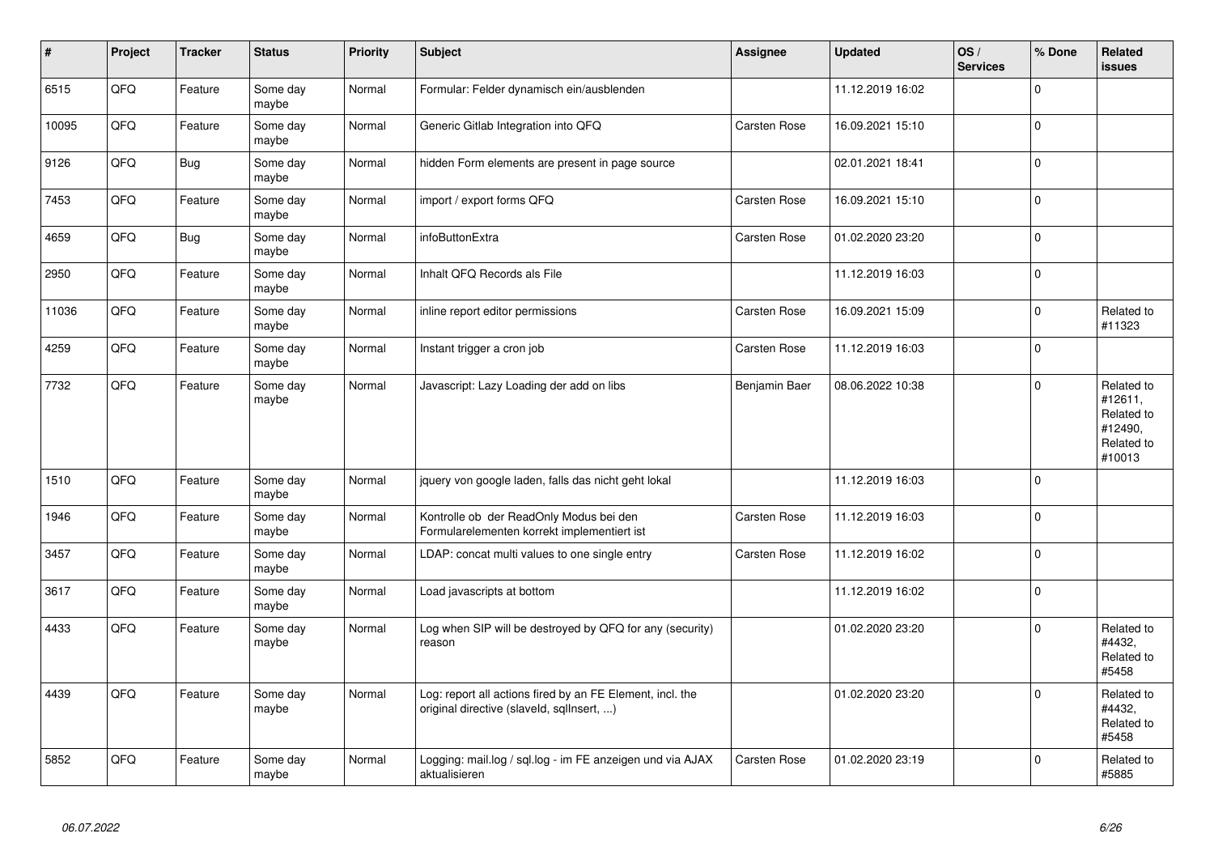| # | Project | Tracker | Status | Priority | Subject | Assignee | Updated | OS / Services | % Done | Related issues |
|---|---|---|---|---|---|---|---|---|---|---|
| 6515 | QFQ | Feature | Some day maybe | Normal | Formular: Felder dynamisch ein/ausblenden | | 11.12.2019 16:02 | | 0 | |
| 10095 | QFQ | Feature | Some day maybe | Normal | Generic Gitlab Integration into QFQ | Carsten Rose | 16.09.2021 15:10 | | 0 | |
| 9126 | QFQ | Bug | Some day maybe | Normal | hidden Form elements are present in page source | | 02.01.2021 18:41 | | 0 | |
| 7453 | QFQ | Feature | Some day maybe | Normal | import / export forms QFQ | Carsten Rose | 16.09.2021 15:10 | | 0 | |
| 4659 | QFQ | Bug | Some day maybe | Normal | infoButtonExtra | Carsten Rose | 01.02.2020 23:20 | | 0 | |
| 2950 | QFQ | Feature | Some day maybe | Normal | Inhalt QFQ Records als File | | 11.12.2019 16:03 | | 0 | |
| 11036 | QFQ | Feature | Some day maybe | Normal | inline report editor permissions | Carsten Rose | 16.09.2021 15:09 | | 0 | Related to #11323 |
| 4259 | QFQ | Feature | Some day maybe | Normal | Instant trigger a cron job | Carsten Rose | 11.12.2019 16:03 | | 0 | |
| 7732 | QFQ | Feature | Some day maybe | Normal | Javascript: Lazy Loading der add on libs | Benjamin Baer | 08.06.2022 10:38 | | 0 | Related to #12611, Related to #12490, Related to #10013 |
| 1510 | QFQ | Feature | Some day maybe | Normal | jquery von google laden, falls das nicht geht lokal | | 11.12.2019 16:03 | | 0 | |
| 1946 | QFQ | Feature | Some day maybe | Normal | Kontrolle ob der ReadOnly Modus bei den Formularelementen korrekt implementiert ist | Carsten Rose | 11.12.2019 16:03 | | 0 | |
| 3457 | QFQ | Feature | Some day maybe | Normal | LDAP: concat multi values to one single entry | Carsten Rose | 11.12.2019 16:02 | | 0 | |
| 3617 | QFQ | Feature | Some day maybe | Normal | Load javascripts at bottom | | 11.12.2019 16:02 | | 0 | |
| 4433 | QFQ | Feature | Some day maybe | Normal | Log when SIP will be destroyed by QFQ for any (security) reason | | 01.02.2020 23:20 | | 0 | Related to #4432, Related to #5458 |
| 4439 | QFQ | Feature | Some day maybe | Normal | Log: report all actions fired by an FE Element, incl. the original directive (slaveId, sqlInsert, ...) | | 01.02.2020 23:20 | | 0 | Related to #4432, Related to #5458 |
| 5852 | QFQ | Feature | Some day maybe | Normal | Logging: mail.log / sql.log - im FE anzeigen und via AJAX aktualisieren | Carsten Rose | 01.02.2020 23:19 | | 0 | Related to #5885 |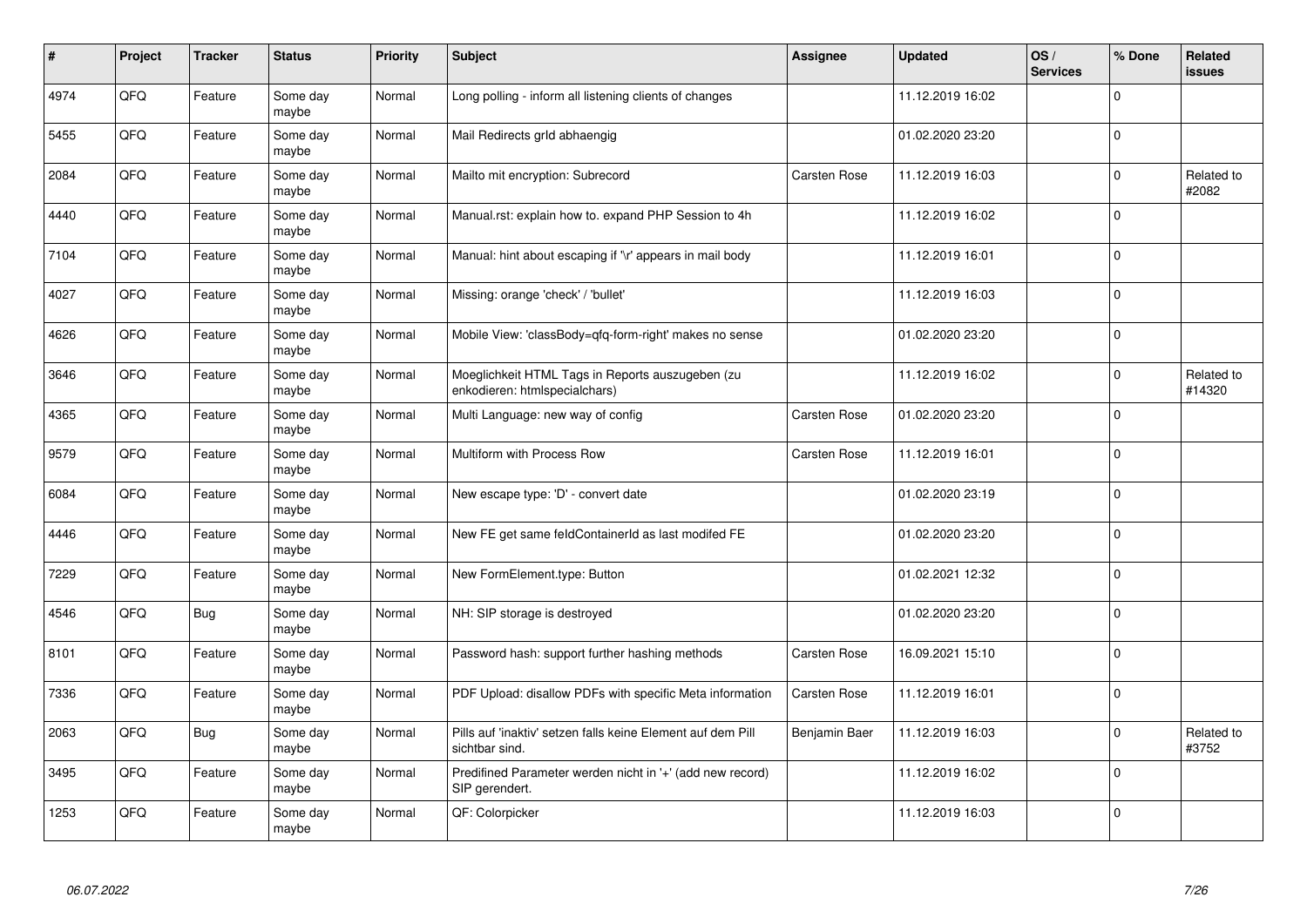| # | Project | Tracker | Status | Priority | Subject | Assignee | Updated | OS / Services | % Done | Related issues |
|---|---|---|---|---|---|---|---|---|---|---|
| 4974 | QFQ | Feature | Some day maybe | Normal | Long polling - inform all listening clients of changes | | 11.12.2019 16:02 | | 0 | |
| 5455 | QFQ | Feature | Some day maybe | Normal | Mail Redirects grId abhaengig | | 01.02.2020 23:20 | | 0 | |
| 2084 | QFQ | Feature | Some day maybe | Normal | Mailto mit encryption: Subrecord | Carsten Rose | 11.12.2019 16:03 | | 0 | Related to #2082 |
| 4440 | QFQ | Feature | Some day maybe | Normal | Manual.rst: explain how to. expand PHP Session to 4h | | 11.12.2019 16:02 | | 0 | |
| 7104 | QFQ | Feature | Some day maybe | Normal | Manual: hint about escaping if '\r' appears in mail body | | 11.12.2019 16:01 | | 0 | |
| 4027 | QFQ | Feature | Some day maybe | Normal | Missing: orange 'check' / 'bullet' | | 11.12.2019 16:03 | | 0 | |
| 4626 | QFQ | Feature | Some day maybe | Normal | Mobile View: 'classBody=qfq-form-right' makes no sense | | 01.02.2020 23:20 | | 0 | |
| 3646 | QFQ | Feature | Some day maybe | Normal | Moeglichkeit HTML Tags in Reports auszugeben (zu enkodieren: htmlspecialchars) | | 11.12.2019 16:02 | | 0 | Related to #14320 |
| 4365 | QFQ | Feature | Some day maybe | Normal | Multi Language: new way of config | Carsten Rose | 01.02.2020 23:20 | | 0 | |
| 9579 | QFQ | Feature | Some day maybe | Normal | Multiform with Process Row | Carsten Rose | 11.12.2019 16:01 | | 0 | |
| 6084 | QFQ | Feature | Some day maybe | Normal | New escape type: 'D' - convert date | | 01.02.2020 23:19 | | 0 | |
| 4446 | QFQ | Feature | Some day maybe | Normal | New FE get same feIdContainerId as last modifed FE | | 01.02.2020 23:20 | | 0 | |
| 7229 | QFQ | Feature | Some day maybe | Normal | New FormElement.type: Button | | 01.02.2021 12:32 | | 0 | |
| 4546 | QFQ | Bug | Some day maybe | Normal | NH: SIP storage is destroyed | | 01.02.2020 23:20 | | 0 | |
| 8101 | QFQ | Feature | Some day maybe | Normal | Password hash: support further hashing methods | Carsten Rose | 16.09.2021 15:10 | | 0 | |
| 7336 | QFQ | Feature | Some day maybe | Normal | PDF Upload: disallow PDFs with specific Meta information | Carsten Rose | 11.12.2019 16:01 | | 0 | |
| 2063 | QFQ | Bug | Some day maybe | Normal | Pills auf 'inaktiv' setzen falls keine Element auf dem Pill sichtbar sind. | Benjamin Baer | 11.12.2019 16:03 | | 0 | Related to #3752 |
| 3495 | QFQ | Feature | Some day maybe | Normal | Predifined Parameter werden nicht in '+' (add new record) SIP gerendert. | | 11.12.2019 16:02 | | 0 | |
| 1253 | QFQ | Feature | Some day maybe | Normal | QF: Colorpicker | | 11.12.2019 16:03 | | 0 | |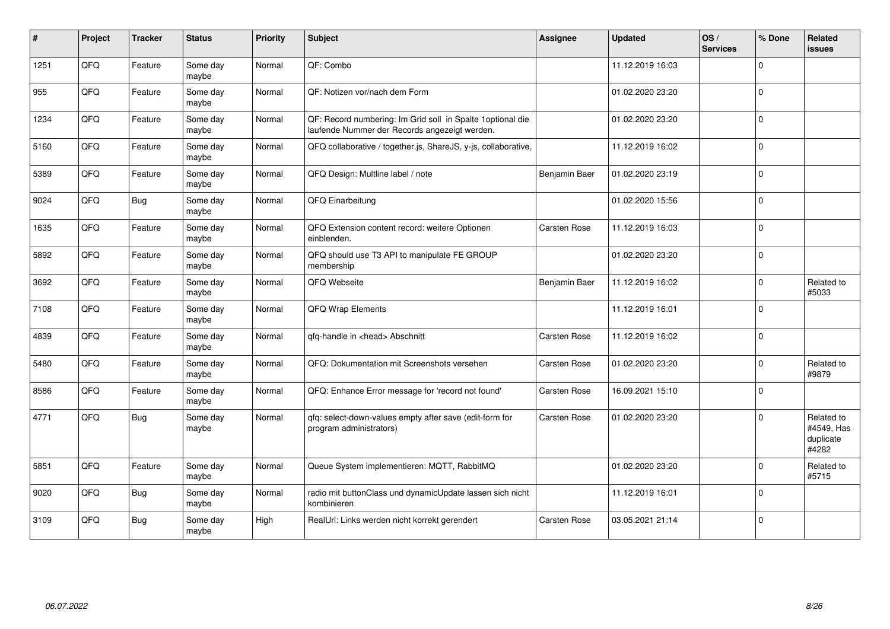| # | Project | Tracker | Status | Priority | Subject | Assignee | Updated | OS / Services | % Done | Related issues |
|---|---|---|---|---|---|---|---|---|---|---|
| 1251 | QFQ | Feature | Some day maybe | Normal | QF: Combo | | 11.12.2019 16:03 | | 0 | |
| 955 | QFQ | Feature | Some day maybe | Normal | QF: Notizen vor/nach dem Form | | 01.02.2020 23:20 | | 0 | |
| 1234 | QFQ | Feature | Some day maybe | Normal | QF: Record numbering: Im Grid soll in Spalte 1optional die laufende Nummer der Records angezeigt werden. | | 01.02.2020 23:20 | | 0 | |
| 5160 | QFQ | Feature | Some day maybe | Normal | QFQ collaborative / together.js, ShareJS, y-js, collaborative, | | 11.12.2019 16:02 | | 0 | |
| 5389 | QFQ | Feature | Some day maybe | Normal | QFQ Design: Multline label / note | Benjamin Baer | 01.02.2020 23:19 | | 0 | |
| 9024 | QFQ | Bug | Some day maybe | Normal | QFQ Einarbeitung | | 01.02.2020 15:56 | | 0 | |
| 1635 | QFQ | Feature | Some day maybe | Normal | QFQ Extension content record: weitere Optionen einblenden. | Carsten Rose | 11.12.2019 16:03 | | 0 | |
| 5892 | QFQ | Feature | Some day maybe | Normal | QFQ should use T3 API to manipulate FE GROUP membership | | 01.02.2020 23:20 | | 0 | |
| 3692 | QFQ | Feature | Some day maybe | Normal | QFQ Webseite | Benjamin Baer | 11.12.2019 16:02 | | 0 | Related to #5033 |
| 7108 | QFQ | Feature | Some day maybe | Normal | QFQ Wrap Elements | | 11.12.2019 16:01 | | 0 | |
| 4839 | QFQ | Feature | Some day maybe | Normal | qfq-handle in <head> Abschnitt | Carsten Rose | 11.12.2019 16:02 | | 0 | |
| 5480 | QFQ | Feature | Some day maybe | Normal | QFQ: Dokumentation mit Screenshots versehen | Carsten Rose | 01.02.2020 23:20 | | 0 | Related to #9879 |
| 8586 | QFQ | Feature | Some day maybe | Normal | QFQ: Enhance Error message for 'record not found' | Carsten Rose | 16.09.2021 15:10 | | 0 | |
| 4771 | QFQ | Bug | Some day maybe | Normal | qfq: select-down-values empty after save (edit-form for program administrators) | Carsten Rose | 01.02.2020 23:20 | | 0 | Related to #4549, Has duplicate #4282 |
| 5851 | QFQ | Feature | Some day maybe | Normal | Queue System implementieren: MQTT, RabbitMQ | | 01.02.2020 23:20 | | 0 | Related to #5715 |
| 9020 | QFQ | Bug | Some day maybe | Normal | radio mit buttonClass und dynamicUpdate lassen sich nicht kombinieren | | 11.12.2019 16:01 | | 0 | |
| 3109 | QFQ | Bug | Some day maybe | High | RealUrl: Links werden nicht korrekt gerendert | Carsten Rose | 03.05.2021 21:14 | | 0 | |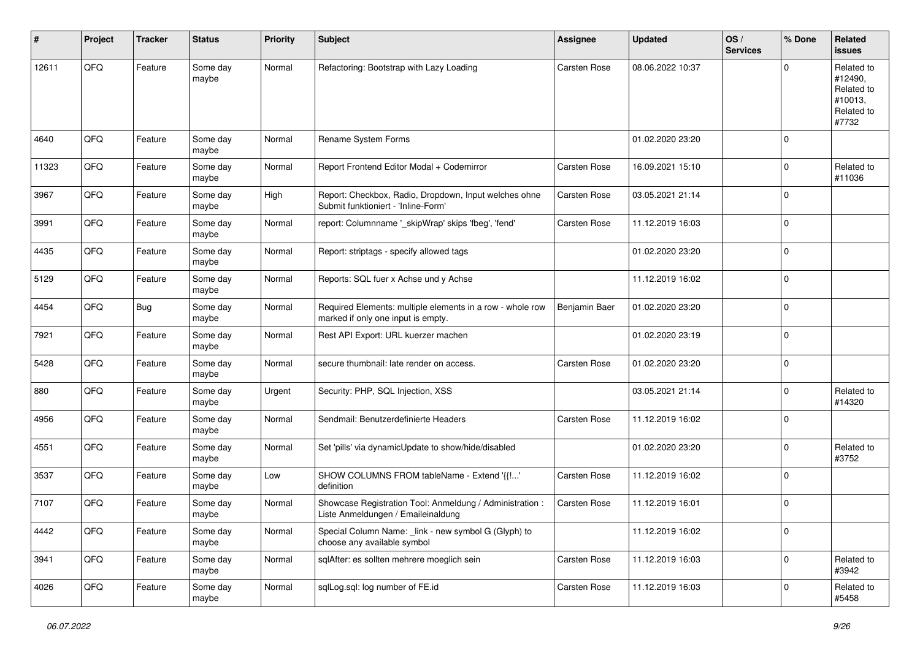| # | Project | Tracker | Status | Priority | Subject | Assignee | Updated | OS / Services | % Done | Related issues |
|---|---|---|---|---|---|---|---|---|---|---|
| 12611 | QFQ | Feature | Some day maybe | Normal | Refactoring: Bootstrap with Lazy Loading | Carsten Rose | 08.06.2022 10:37 | | 0 | Related to #12490, Related to #10013, Related to #7732 |
| 4640 | QFQ | Feature | Some day maybe | Normal | Rename System Forms | | 01.02.2020 23:20 | | 0 | |
| 11323 | QFQ | Feature | Some day maybe | Normal | Report Frontend Editor Modal + Codemirror | Carsten Rose | 16.09.2021 15:10 | | 0 | Related to #11036 |
| 3967 | QFQ | Feature | Some day maybe | High | Report: Checkbox, Radio, Dropdown, Input welches ohne Submit funktioniert - 'Inline-Form' | Carsten Rose | 03.05.2021 21:14 | | 0 | |
| 3991 | QFQ | Feature | Some day maybe | Normal | report: Columnname '_skipWrap' skips 'fbeg', 'fend' | Carsten Rose | 11.12.2019 16:03 | | 0 | |
| 4435 | QFQ | Feature | Some day maybe | Normal | Report: striptags - specify allowed tags | | 01.02.2020 23:20 | | 0 | |
| 5129 | QFQ | Feature | Some day maybe | Normal | Reports: SQL fuer x Achse und y Achse | | 11.12.2019 16:02 | | 0 | |
| 4454 | QFQ | Bug | Some day maybe | Normal | Required Elements: multiple elements in a row - whole row marked if only one input is empty. | Benjamin Baer | 01.02.2020 23:20 | | 0 | |
| 7921 | QFQ | Feature | Some day maybe | Normal | Rest API Export: URL kuerzer machen | | 01.02.2020 23:19 | | 0 | |
| 5428 | QFQ | Feature | Some day maybe | Normal | secure thumbnail: late render on access. | Carsten Rose | 01.02.2020 23:20 | | 0 | |
| 880 | QFQ | Feature | Some day maybe | Urgent | Security: PHP, SQL Injection, XSS | | 03.05.2021 21:14 | | 0 | Related to #14320 |
| 4956 | QFQ | Feature | Some day maybe | Normal | Sendmail: Benutzerdefinierte Headers | Carsten Rose | 11.12.2019 16:02 | | 0 | |
| 4551 | QFQ | Feature | Some day maybe | Normal | Set 'pills' via dynamicUpdate to show/hide/disabled | | 01.02.2020 23:20 | | 0 | Related to #3752 |
| 3537 | QFQ | Feature | Some day maybe | Low | SHOW COLUMNS FROM tableName - Extend '{{!...' definition | Carsten Rose | 11.12.2019 16:02 | | 0 | |
| 7107 | QFQ | Feature | Some day maybe | Normal | Showcase Registration Tool: Anmeldung / Administration : Liste Anmeldungen / Emaileinaldung | Carsten Rose | 11.12.2019 16:01 | | 0 | |
| 4442 | QFQ | Feature | Some day maybe | Normal | Special Column Name: _link - new symbol G (Glyph) to choose any available symbol | | 11.12.2019 16:02 | | 0 | |
| 3941 | QFQ | Feature | Some day maybe | Normal | sqlAfter: es sollten mehrere moeglich sein | Carsten Rose | 11.12.2019 16:03 | | 0 | Related to #3942 |
| 4026 | QFQ | Feature | Some day maybe | Normal | sqlLog.sql: log number of FE.id | Carsten Rose | 11.12.2019 16:03 | | 0 | Related to #5458 |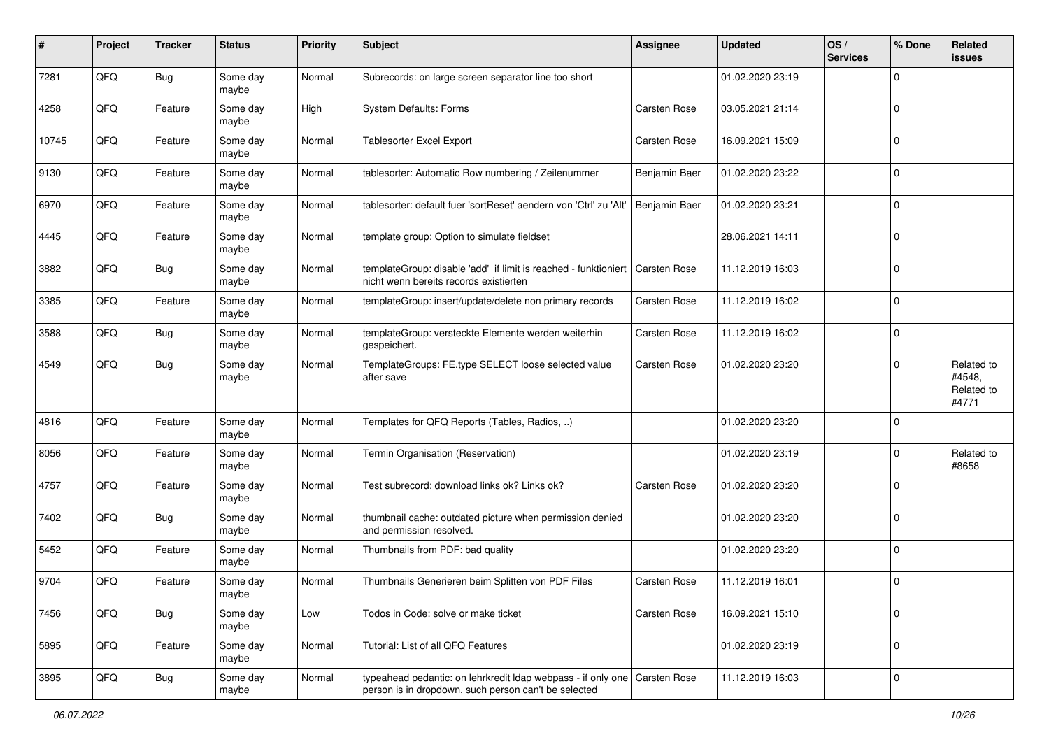| # | Project | Tracker | Status | Priority | Subject | Assignee | Updated | OS / Services | % Done | Related issues |
|---|---|---|---|---|---|---|---|---|---|---|
| 7281 | QFQ | Bug | Some day maybe | Normal | Subrecords: on large screen separator line too short | | 01.02.2020 23:19 | | 0 | |
| 4258 | QFQ | Feature | Some day maybe | High | System Defaults: Forms | Carsten Rose | 03.05.2021 21:14 | | 0 | |
| 10745 | QFQ | Feature | Some day maybe | Normal | Tablesorter Excel Export | Carsten Rose | 16.09.2021 15:09 | | 0 | |
| 9130 | QFQ | Feature | Some day maybe | Normal | tablesorter: Automatic Row numbering / Zeilenummer | Benjamin Baer | 01.02.2020 23:22 | | 0 | |
| 6970 | QFQ | Feature | Some day maybe | Normal | tablesorter: default fuer 'sortReset' aendern von 'Ctrl' zu 'Alt' | Benjamin Baer | 01.02.2020 23:21 | | 0 | |
| 4445 | QFQ | Feature | Some day maybe | Normal | template group: Option to simulate fieldset | | 28.06.2021 14:11 | | 0 | |
| 3882 | QFQ | Bug | Some day maybe | Normal | templateGroup: disable 'add' if limit is reached - funktioniert nicht wenn bereits records existierten | Carsten Rose | 11.12.2019 16:03 | | 0 | |
| 3385 | QFQ | Feature | Some day maybe | Normal | templateGroup: insert/update/delete non primary records | Carsten Rose | 11.12.2019 16:02 | | 0 | |
| 3588 | QFQ | Bug | Some day maybe | Normal | templateGroup: versteckte Elemente werden weiterhin gespeichert. | Carsten Rose | 11.12.2019 16:02 | | 0 | |
| 4549 | QFQ | Bug | Some day maybe | Normal | TemplateGroups: FE.type SELECT loose selected value after save | Carsten Rose | 01.02.2020 23:20 | | 0 | Related to #4548, Related to #4771 |
| 4816 | QFQ | Feature | Some day maybe | Normal | Templates for QFQ Reports (Tables, Radios, ..) | | 01.02.2020 23:20 | | 0 | |
| 8056 | QFQ | Feature | Some day maybe | Normal | Termin Organisation (Reservation) | | 01.02.2020 23:19 | | 0 | Related to #8658 |
| 4757 | QFQ | Feature | Some day maybe | Normal | Test subrecord: download links ok? Links ok? | Carsten Rose | 01.02.2020 23:20 | | 0 | |
| 7402 | QFQ | Bug | Some day maybe | Normal | thumbnail cache: outdated picture when permission denied and permission resolved. | | 01.02.2020 23:20 | | 0 | |
| 5452 | QFQ | Feature | Some day maybe | Normal | Thumbnails from PDF: bad quality | | 01.02.2020 23:20 | | 0 | |
| 9704 | QFQ | Feature | Some day maybe | Normal | Thumbnails Generieren beim Splitten von PDF Files | Carsten Rose | 11.12.2019 16:01 | | 0 | |
| 7456 | QFQ | Bug | Some day maybe | Low | Todos in Code: solve or make ticket | Carsten Rose | 16.09.2021 15:10 | | 0 | |
| 5895 | QFQ | Feature | Some day maybe | Normal | Tutorial: List of all QFQ Features | | 01.02.2020 23:19 | | 0 | |
| 3895 | QFQ | Bug | Some day maybe | Normal | typeahead pedantic: on lehrkredit ldap webpass - if only one person is in dropdown, such person can't be selected | Carsten Rose | 11.12.2019 16:03 | | 0 | |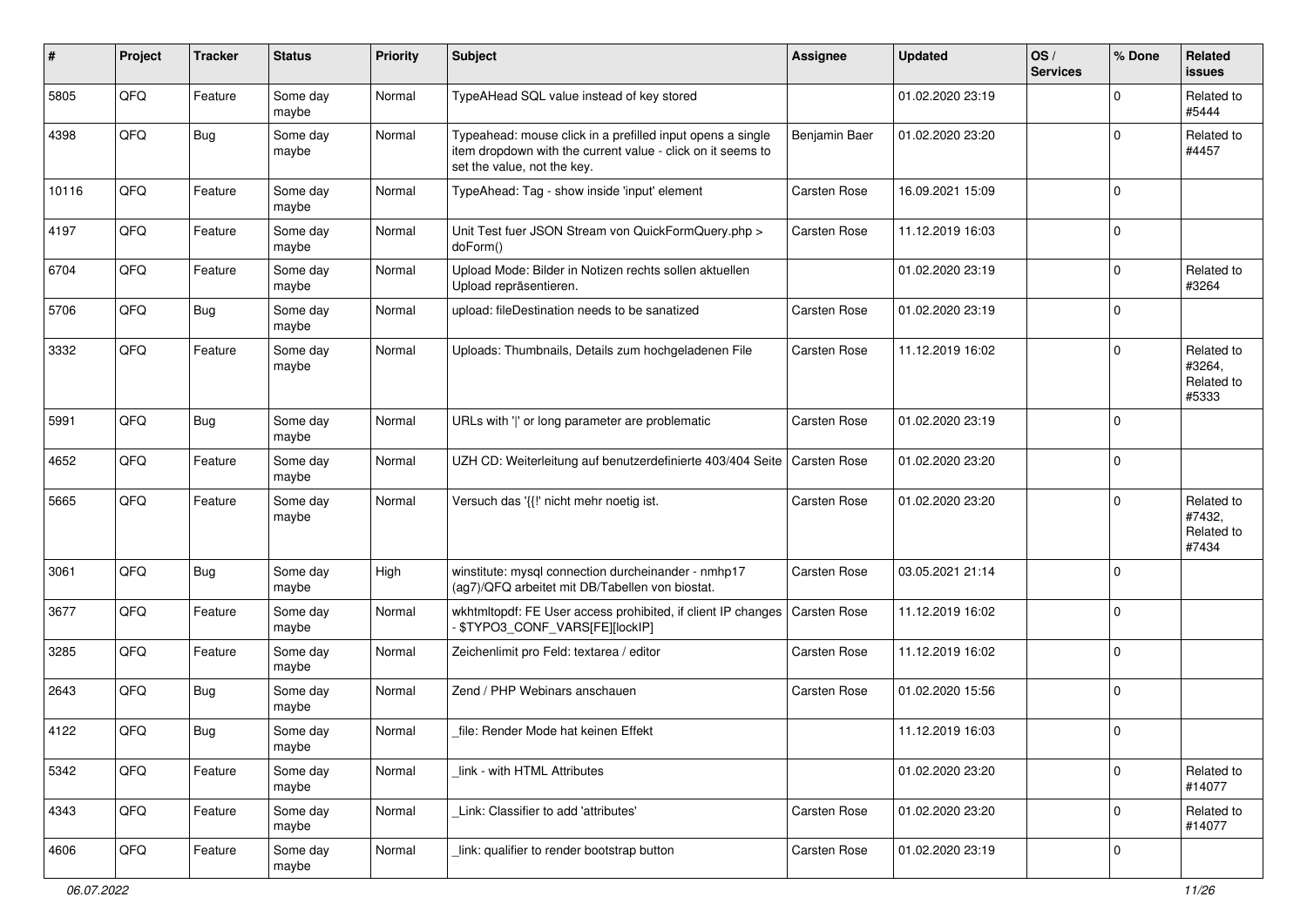| # | Project | Tracker | Status | Priority | Subject | Assignee | Updated | OS / Services | % Done | Related issues |
|---|---|---|---|---|---|---|---|---|---|---|
| 5805 | QFQ | Feature | Some day maybe | Normal | TypeAHead SQL value instead of key stored | | 01.02.2020 23:19 | | 0 | Related to #5444 |
| 4398 | QFQ | Bug | Some day maybe | Normal | Typeahead: mouse click in a prefilled input opens a single item dropdown with the current value - click on it seems to set the value, not the key. | Benjamin Baer | 01.02.2020 23:20 | | 0 | Related to #4457 |
| 10116 | QFQ | Feature | Some day maybe | Normal | TypeAhead: Tag - show inside 'input' element | Carsten Rose | 16.09.2021 15:09 | | 0 | |
| 4197 | QFQ | Feature | Some day maybe | Normal | Unit Test fuer JSON Stream von QuickFormQuery.php > doForm() | Carsten Rose | 11.12.2019 16:03 | | 0 | |
| 6704 | QFQ | Feature | Some day maybe | Normal | Upload Mode: Bilder in Notizen rechts sollen aktuellen Upload repräsentieren. | | 01.02.2020 23:19 | | 0 | Related to #3264 |
| 5706 | QFQ | Bug | Some day maybe | Normal | upload: fileDestination needs to be sanatized | Carsten Rose | 01.02.2020 23:19 | | 0 | |
| 3332 | QFQ | Feature | Some day maybe | Normal | Uploads: Thumbnails, Details zum hochgeladenen File | Carsten Rose | 11.12.2019 16:02 | | 0 | Related to #3264, Related to #5333 |
| 5991 | QFQ | Bug | Some day maybe | Normal | URLs with '\|' or long parameter are problematic | Carsten Rose | 01.02.2020 23:19 | | 0 | |
| 4652 | QFQ | Feature | Some day maybe | Normal | UZH CD: Weiterleitung auf benutzerdefinierte 403/404 Seite | Carsten Rose | 01.02.2020 23:20 | | 0 | |
| 5665 | QFQ | Feature | Some day maybe | Normal | Versuch das '{{!' nicht mehr noetig ist. | Carsten Rose | 01.02.2020 23:20 | | 0 | Related to #7432, Related to #7434 |
| 3061 | QFQ | Bug | Some day maybe | High | winstitute: mysql connection durcheinander - nmhp17 (ag7)/QFQ arbeitet mit DB/Tabellen von biostat. | Carsten Rose | 03.05.2021 21:14 | | 0 | |
| 3677 | QFQ | Feature | Some day maybe | Normal | wkhtmltopdf: FE User access prohibited, if client IP changes - $TYPO3_CONF_VARS[FE][lockIP] | Carsten Rose | 11.12.2019 16:02 | | 0 | |
| 3285 | QFQ | Feature | Some day maybe | Normal | Zeichenlimit pro Feld: textarea / editor | Carsten Rose | 11.12.2019 16:02 | | 0 | |
| 2643 | QFQ | Bug | Some day maybe | Normal | Zend / PHP Webinars anschauen | Carsten Rose | 01.02.2020 15:56 | | 0 | |
| 4122 | QFQ | Bug | Some day maybe | Normal | _file: Render Mode hat keinen Effekt | | 11.12.2019 16:03 | | 0 | |
| 5342 | QFQ | Feature | Some day maybe | Normal | _link - with HTML Attributes | | 01.02.2020 23:20 | | 0 | Related to #14077 |
| 4343 | QFQ | Feature | Some day maybe | Normal | _Link: Classifier to add 'attributes' | Carsten Rose | 01.02.2020 23:20 | | 0 | Related to #14077 |
| 4606 | QFQ | Feature | Some day maybe | Normal | _link: qualifier to render bootstrap button | Carsten Rose | 01.02.2020 23:19 | | 0 | |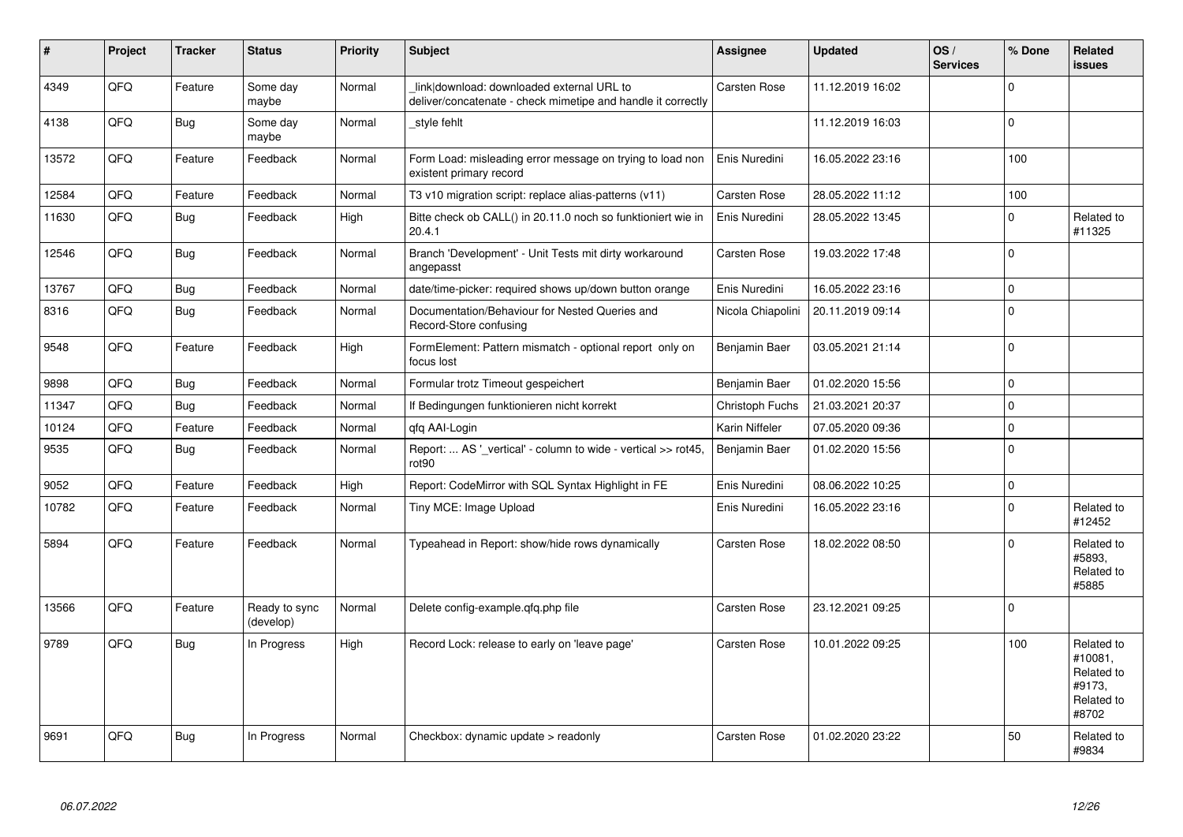| # | Project | Tracker | Status | Priority | Subject | Assignee | Updated | OS / Services | % Done | Related issues |
|---|---|---|---|---|---|---|---|---|---|---|
| 4349 | QFO | Feature | Some day maybe | Normal | _link\|download: downloaded external URL to deliver/concatenate - check mimetipe and handle it correctly | Carsten Rose | 11.12.2019 16:02 | | 0 | |
| 4138 | QFO | Bug | Some day maybe | Normal | _style fehlt | | 11.12.2019 16:03 | | 0 | |
| 13572 | QFO | Feature | Feedback | Normal | Form Load: misleading error message on trying to load non existent primary record | Enis Nuredini | 16.05.2022 23:16 | | 100 | |
| 12584 | QFO | Feature | Feedback | Normal | T3 v10 migration script: replace alias-patterns (v11) | Carsten Rose | 28.05.2022 11:12 | | 100 | |
| 11630 | QFO | Bug | Feedback | High | Bitte check ob CALL() in 20.11.0 noch so funktioniert wie in 20.4.1 | Enis Nuredini | 28.05.2022 13:45 | | 0 | Related to #11325 |
| 12546 | QFO | Bug | Feedback | Normal | Branch 'Development' - Unit Tests mit dirty workaround angepasst | Carsten Rose | 19.03.2022 17:48 | | 0 | |
| 13767 | QFO | Bug | Feedback | Normal | date/time-picker: required shows up/down button orange | Enis Nuredini | 16.05.2022 23:16 | | 0 | |
| 8316 | QFO | Bug | Feedback | Normal | Documentation/Behaviour for Nested Queries and Record-Store confusing | Nicola Chiapolini | 20.11.2019 09:14 | | 0 | |
| 9548 | QFO | Feature | Feedback | High | FormElement: Pattern mismatch - optional report only on focus lost | Benjamin Baer | 03.05.2021 21:14 | | 0 | |
| 9898 | QFO | Bug | Feedback | Normal | Formular trotz Timeout gespeichert | Benjamin Baer | 01.02.2020 15:56 | | 0 | |
| 11347 | QFO | Bug | Feedback | Normal | If Bedingungen funktionieren nicht korrekt | Christoph Fuchs | 21.03.2021 20:37 | | 0 | |
| 10124 | QFO | Feature | Feedback | Normal | qfq AAI-Login | Karin Niffeler | 07.05.2020 09:36 | | 0 | |
| 9535 | QFO | Bug | Feedback | Normal | Report: ... AS '_vertical' - column to wide - vertical >> rot45, rot90 | Benjamin Baer | 01.02.2020 15:56 | | 0 | |
| 9052 | QFO | Feature | Feedback | High | Report: CodeMirror with SQL Syntax Highlight in FE | Enis Nuredini | 08.06.2022 10:25 | | 0 | |
| 10782 | QFO | Feature | Feedback | Normal | Tiny MCE: Image Upload | Enis Nuredini | 16.05.2022 23:16 | | 0 | Related to #12452 |
| 5894 | QFO | Feature | Feedback | Normal | Typeahead in Report: show/hide rows dynamically | Carsten Rose | 18.02.2022 08:50 | | 0 | Related to #5893, Related to #5885 |
| 13566 | QFO | Feature | Ready to sync (develop) | Normal | Delete config-example.qfq.php file | Carsten Rose | 23.12.2021 09:25 | | 0 | |
| 9789 | QFO | Bug | In Progress | High | Record Lock: release to early on 'leave page' | Carsten Rose | 10.01.2022 09:25 | | 100 | Related to #10081, Related to #9173, Related to #8702 |
| 9691 | QFO | Bug | In Progress | Normal | Checkbox: dynamic update > readonly | Carsten Rose | 01.02.2020 23:22 | | 50 | Related to #9834 |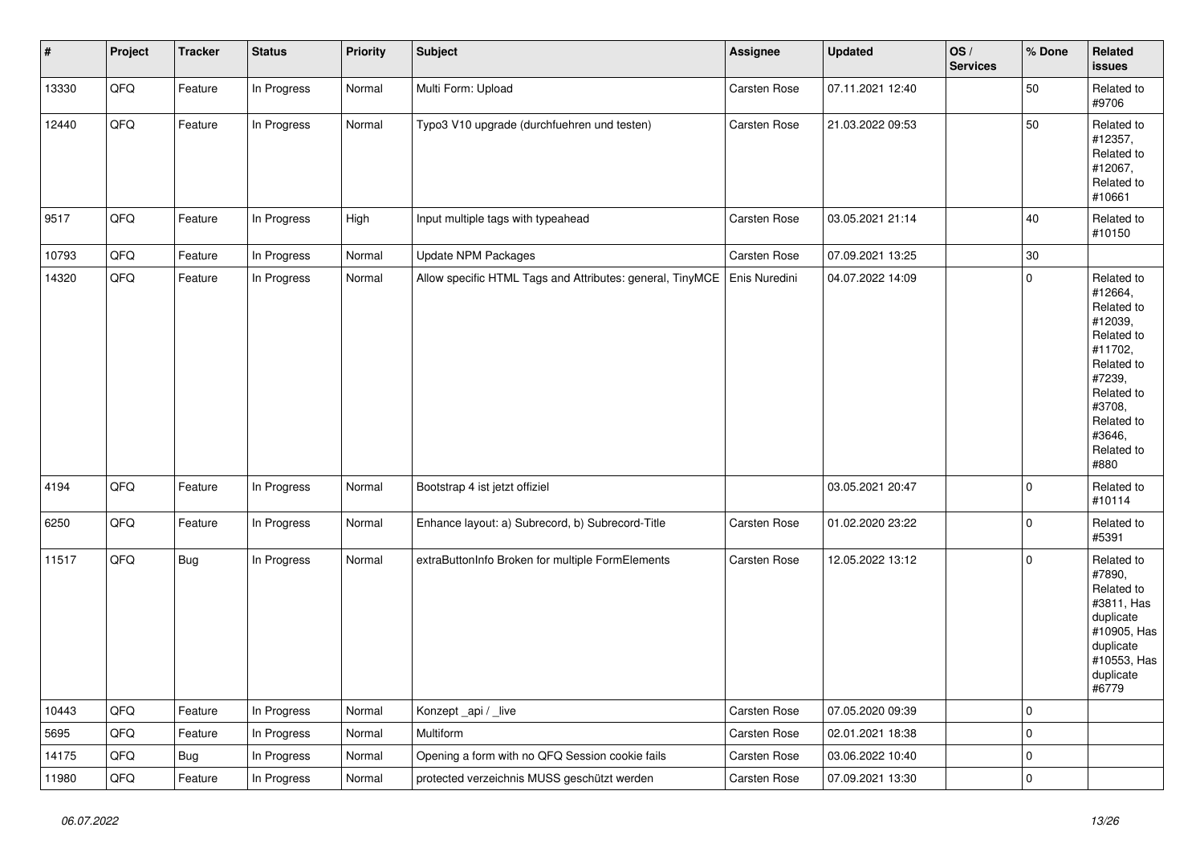| # | Project | Tracker | Status | Priority | Subject | Assignee | Updated | OS / Services | % Done | Related issues |
|---|---|---|---|---|---|---|---|---|---|---|
| 13330 | QFQ | Feature | In Progress | Normal | Multi Form: Upload | Carsten Rose | 07.11.2021 12:40 | | 50 | Related to #9706 |
| 12440 | QFQ | Feature | In Progress | Normal | Typo3 V10 upgrade (durchfuehren und testen) | Carsten Rose | 21.03.2022 09:53 | | 50 | Related to #12357, Related to #12067, Related to #10661 |
| 9517 | QFQ | Feature | In Progress | High | Input multiple tags with typeahead | Carsten Rose | 03.05.2021 21:14 | | 40 | Related to #10150 |
| 10793 | QFQ | Feature | In Progress | Normal | Update NPM Packages | Carsten Rose | 07.09.2021 13:25 | | 30 | |
| 14320 | QFQ | Feature | In Progress | Normal | Allow specific HTML Tags and Attributes: general, TinyMCE | Enis Nuredini | 04.07.2022 14:09 | | 0 | Related to #12664, Related to #12039, Related to #11702, Related to #7239, Related to #3708, Related to #3646, Related to #880 |
| 4194 | QFQ | Feature | In Progress | Normal | Bootstrap 4 ist jetzt offiziel | | 03.05.2021 20:47 | | 0 | Related to #10114 |
| 6250 | QFQ | Feature | In Progress | Normal | Enhance layout: a) Subrecord, b) Subrecord-Title | Carsten Rose | 01.02.2020 23:22 | | 0 | Related to #5391 |
| 11517 | QFQ | Bug | In Progress | Normal | extraButtonInfo Broken for multiple FormElements | Carsten Rose | 12.05.2022 13:12 | | 0 | Related to #7890, Related to #3811, Has duplicate #10905, Has duplicate #10553, Has duplicate #6779 |
| 10443 | QFQ | Feature | In Progress | Normal | Konzept _api / _live | Carsten Rose | 07.05.2020 09:39 | | 0 | |
| 5695 | QFQ | Feature | In Progress | Normal | Multiform | Carsten Rose | 02.01.2021 18:38 | | 0 | |
| 14175 | QFQ | Bug | In Progress | Normal | Opening a form with no QFQ Session cookie fails | Carsten Rose | 03.06.2022 10:40 | | 0 | |
| 11980 | QFQ | Feature | In Progress | Normal | protected verzeichnis MUSS geschützt werden | Carsten Rose | 07.09.2021 13:30 | | 0 | |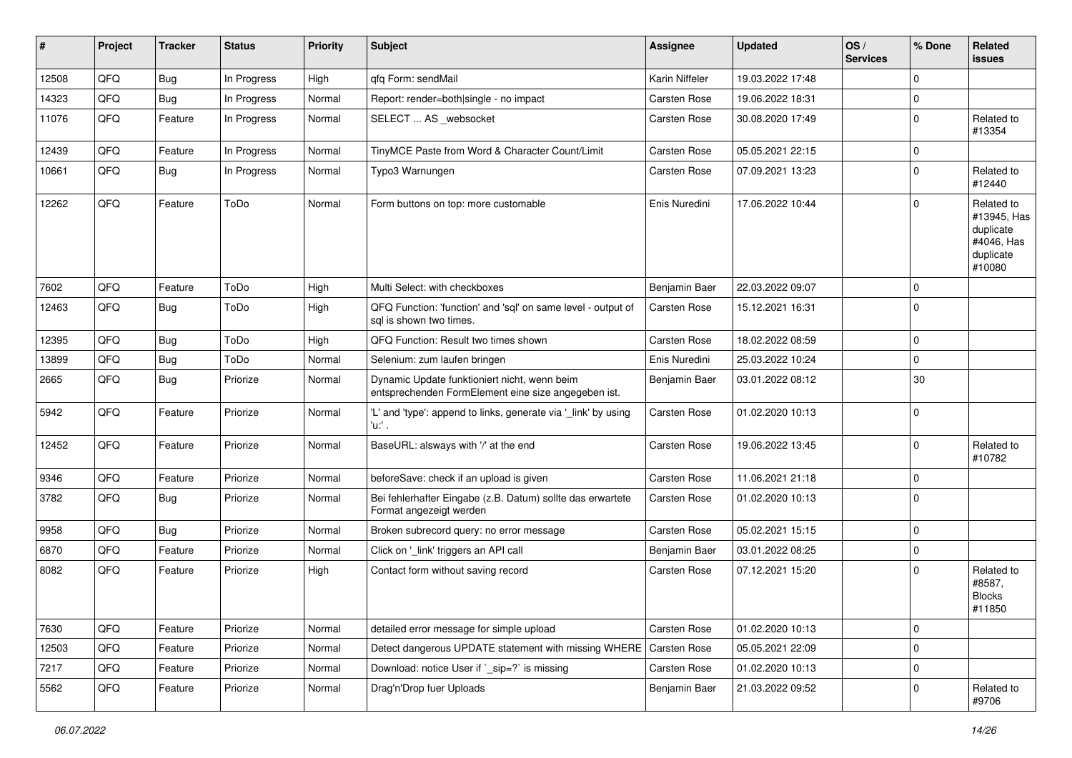| # | Project | Tracker | Status | Priority | Subject | Assignee | Updated | OS / Services | % Done | Related issues |
|---|---|---|---|---|---|---|---|---|---|---|
| 12508 | QFQ | Bug | In Progress | High | qfq Form: sendMail | Karin Niffeler | 19.03.2022 17:48 | | 0 | |
| 14323 | QFQ | Bug | In Progress | Normal | Report: render=both\|single - no impact | Carsten Rose | 19.06.2022 18:31 | | 0 | |
| 11076 | QFQ | Feature | In Progress | Normal | SELECT ... AS _websocket | Carsten Rose | 30.08.2020 17:49 | | 0 | Related to #13354 |
| 12439 | QFQ | Feature | In Progress | Normal | TinyMCE Paste from Word & Character Count/Limit | Carsten Rose | 05.05.2021 22:15 | | 0 | |
| 10661 | QFQ | Bug | In Progress | Normal | Typo3 Warnungen | Carsten Rose | 07.09.2021 13:23 | | 0 | Related to #12440 |
| 12262 | QFQ | Feature | ToDo | Normal | Form buttons on top: more customable | Enis Nuredini | 17.06.2022 10:44 | | 0 | Related to #13945, Has duplicate #4046, Has duplicate #10080 |
| 7602 | QFQ | Feature | ToDo | High | Multi Select: with checkboxes | Benjamin Baer | 22.03.2022 09:07 | | 0 | |
| 12463 | QFQ | Bug | ToDo | High | QFQ Function: 'function' and 'sql' on same level - output of sql is shown two times. | Carsten Rose | 15.12.2021 16:31 | | 0 | |
| 12395 | QFQ | Bug | ToDo | High | QFQ Function: Result two times shown | Carsten Rose | 18.02.2022 08:59 | | 0 | |
| 13899 | QFQ | Bug | ToDo | Normal | Selenium: zum laufen bringen | Enis Nuredini | 25.03.2022 10:24 | | 0 | |
| 2665 | QFQ | Bug | Priorize | Normal | Dynamic Update funktioniert nicht, wenn beim entsprechenden FormElement eine size angegeben ist. | Benjamin Baer | 03.01.2022 08:12 | | 30 | |
| 5942 | QFQ | Feature | Priorize | Normal | 'L' and 'type': append to links, generate via '_link' by using 'u:' . | Carsten Rose | 01.02.2020 10:13 | | 0 | |
| 12452 | QFQ | Feature | Priorize | Normal | BaseURL: alsways with '/' at the end | Carsten Rose | 19.06.2022 13:45 | | 0 | Related to #10782 |
| 9346 | QFQ | Feature | Priorize | Normal | beforeSave: check if an upload is given | Carsten Rose | 11.06.2021 21:18 | | 0 | |
| 3782 | QFQ | Bug | Priorize | Normal | Bei fehlerhafter Eingabe (z.B. Datum) sollte das erwartete Format angezeigt werden | Carsten Rose | 01.02.2020 10:13 | | 0 | |
| 9958 | QFQ | Bug | Priorize | Normal | Broken subrecord query: no error message | Carsten Rose | 05.02.2021 15:15 | | 0 | |
| 6870 | QFQ | Feature | Priorize | Normal | Click on '_link' triggers an API call | Benjamin Baer | 03.01.2022 08:25 | | 0 | |
| 8082 | QFQ | Feature | Priorize | High | Contact form without saving record | Carsten Rose | 07.12.2021 15:20 | | 0 | Related to #8587, Blocks #11850 |
| 7630 | QFQ | Feature | Priorize | Normal | detailed error message for simple upload | Carsten Rose | 01.02.2020 10:13 | | 0 | |
| 12503 | QFQ | Feature | Priorize | Normal | Detect dangerous UPDATE statement with missing WHERE | Carsten Rose | 05.05.2021 22:09 | | 0 | |
| 7217 | QFQ | Feature | Priorize | Normal | Download: notice User if `_sip=?` is missing | Carsten Rose | 01.02.2020 10:13 | | 0 | |
| 5562 | QFQ | Feature | Priorize | Normal | Drag'n'Drop fuer Uploads | Benjamin Baer | 21.03.2022 09:52 | | 0 | Related to #9706 |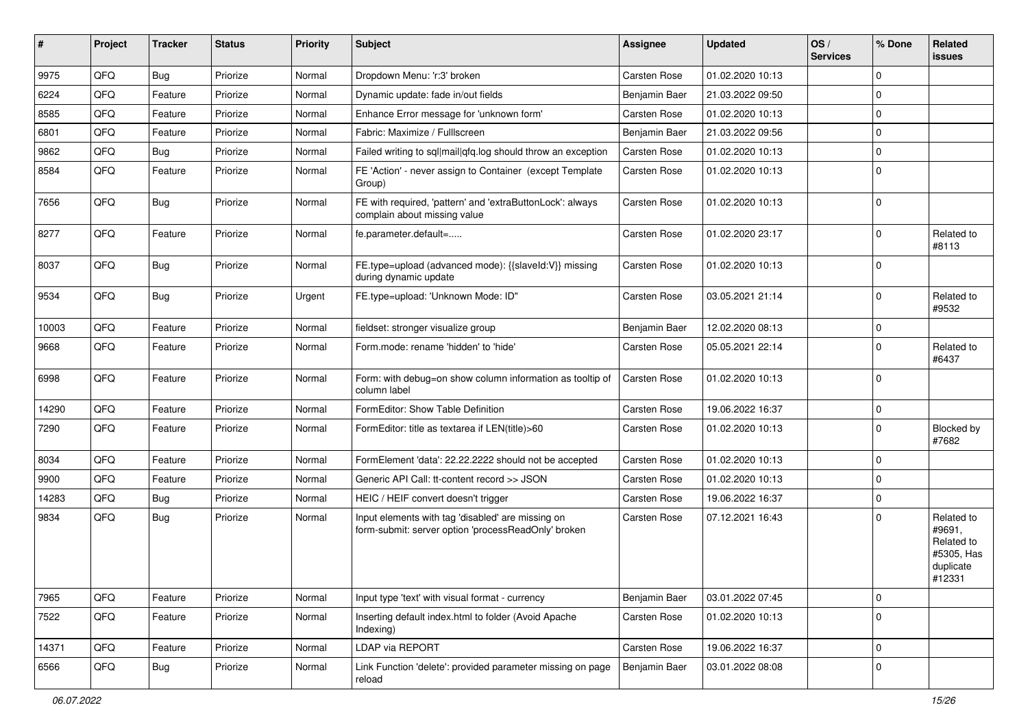| # | Project | Tracker | Status | Priority | Subject | Assignee | Updated | OS / Services | % Done | Related issues |
|---|---|---|---|---|---|---|---|---|---|---|
| 9975 | QFQ | Bug | Priorize | Normal | Dropdown Menu: 'r:3' broken | Carsten Rose | 01.02.2020 10:13 | | 0 | |
| 6224 | QFQ | Feature | Priorize | Normal | Dynamic update: fade in/out fields | Benjamin Baer | 21.03.2022 09:50 | | 0 | |
| 8585 | QFQ | Feature | Priorize | Normal | Enhance Error message for 'unknown form' | Carsten Rose | 01.02.2020 10:13 | | 0 | |
| 6801 | QFQ | Feature | Priorize | Normal | Fabric: Maximize / Fulllscreen | Benjamin Baer | 21.03.2022 09:56 | | 0 | |
| 9862 | QFQ | Bug | Priorize | Normal | Failed writing to sql\|mail\|qfq.log should throw an exception | Carsten Rose | 01.02.2020 10:13 | | 0 | |
| 8584 | QFQ | Feature | Priorize | Normal | FE 'Action' - never assign to Container (except Template Group) | Carsten Rose | 01.02.2020 10:13 | | 0 | |
| 7656 | QFQ | Bug | Priorize | Normal | FE with required, 'pattern' and 'extraButtonLock': always complain about missing value | Carsten Rose | 01.02.2020 10:13 | | 0 | |
| 8277 | QFQ | Feature | Priorize | Normal | fe.parameter.default=..... | Carsten Rose | 01.02.2020 23:17 | | 0 | Related to #8113 |
| 8037 | QFQ | Bug | Priorize | Normal | FE.type=upload (advanced mode): {{slaveId:V}} missing during dynamic update | Carsten Rose | 01.02.2020 10:13 | | 0 | |
| 9534 | QFQ | Bug | Priorize | Urgent | FE.type=upload: 'Unknown Mode: ID" | Carsten Rose | 03.05.2021 21:14 | | 0 | Related to #9532 |
| 10003 | QFQ | Feature | Priorize | Normal | fieldset: stronger visualize group | Benjamin Baer | 12.02.2020 08:13 | | 0 | |
| 9668 | QFQ | Feature | Priorize | Normal | Form.mode: rename 'hidden' to 'hide' | Carsten Rose | 05.05.2021 22:14 | | 0 | Related to #6437 |
| 6998 | QFQ | Feature | Priorize | Normal | Form: with debug=on show column information as tooltip of column label | Carsten Rose | 01.02.2020 10:13 | | 0 | |
| 14290 | QFQ | Feature | Priorize | Normal | FormEditor: Show Table Definition | Carsten Rose | 19.06.2022 16:37 | | 0 | |
| 7290 | QFQ | Feature | Priorize | Normal | FormEditor: title as textarea if LEN(title)>60 | Carsten Rose | 01.02.2020 10:13 | | 0 | Blocked by #7682 |
| 8034 | QFQ | Feature | Priorize | Normal | FormElement 'data': 22.22.2222 should not be accepted | Carsten Rose | 01.02.2020 10:13 | | 0 | |
| 9900 | QFQ | Feature | Priorize | Normal | Generic API Call: tt-content record >> JSON | Carsten Rose | 01.02.2020 10:13 | | 0 | |
| 14283 | QFQ | Bug | Priorize | Normal | HEIC / HEIF convert doesn't trigger | Carsten Rose | 19.06.2022 16:37 | | 0 | |
| 9834 | QFQ | Bug | Priorize | Normal | Input elements with tag 'disabled' are missing on form-submit: server option 'processReadOnly' broken | Carsten Rose | 07.12.2021 16:43 | | 0 | Related to #9691, Related to #5305, Has duplicate #12331 |
| 7965 | QFQ | Feature | Priorize | Normal | Input type 'text' with visual format - currency | Benjamin Baer | 03.01.2022 07:45 | | 0 | |
| 7522 | QFQ | Feature | Priorize | Normal | Inserting default index.html to folder (Avoid Apache Indexing) | Carsten Rose | 01.02.2020 10:13 | | 0 | |
| 14371 | QFQ | Feature | Priorize | Normal | LDAP via REPORT | Carsten Rose | 19.06.2022 16:37 | | 0 | |
| 6566 | QFQ | Bug | Priorize | Normal | Link Function 'delete': provided parameter missing on page reload | Benjamin Baer | 03.01.2022 08:08 | | 0 | |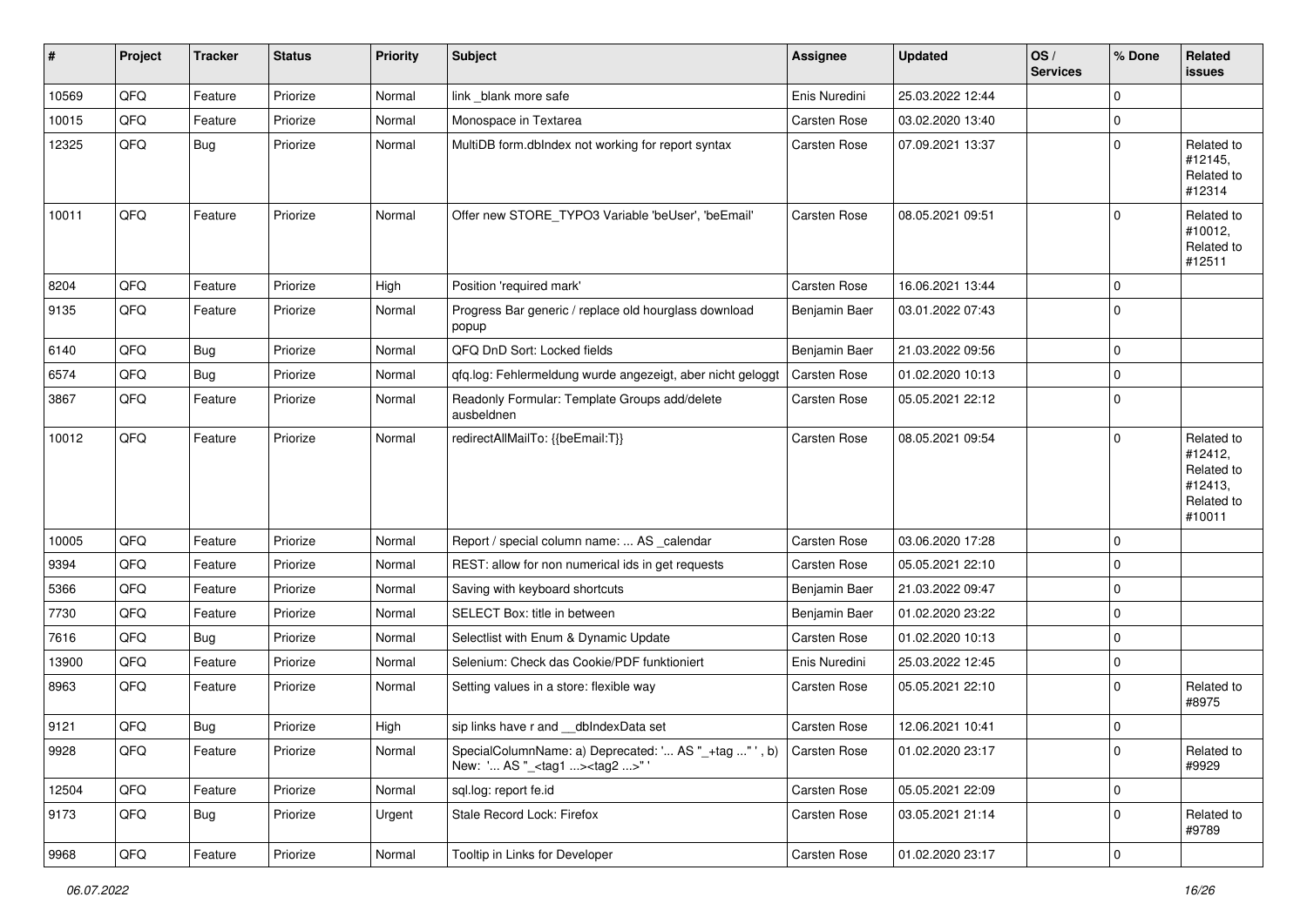| # | Project | Tracker | Status | Priority | Subject | Assignee | Updated | OS / Services | % Done | Related issues |
|---|---|---|---|---|---|---|---|---|---|---|
| 10569 | QFQ | Feature | Priorize | Normal | link _blank more safe | Enis Nuredini | 25.03.2022 12:44 | | 0 | |
| 10015 | QFQ | Feature | Priorize | Normal | Monospace in Textarea | Carsten Rose | 03.02.2020 13:40 | | 0 | |
| 12325 | QFQ | Bug | Priorize | Normal | MultiDB form.dbIndex not working for report syntax | Carsten Rose | 07.09.2021 13:37 | | 0 | Related to #12145, Related to #12314 |
| 10011 | QFQ | Feature | Priorize | Normal | Offer new STORE_TYPO3 Variable 'beUser', 'beEmail' | Carsten Rose | 08.05.2021 09:51 | | 0 | Related to #10012, Related to #12511 |
| 8204 | QFQ | Feature | Priorize | High | Position 'required mark' | Carsten Rose | 16.06.2021 13:44 | | 0 | |
| 9135 | QFQ | Feature | Priorize | Normal | Progress Bar generic / replace old hourglass download popup | Benjamin Baer | 03.01.2022 07:43 | | 0 | |
| 6140 | QFQ | Bug | Priorize | Normal | QFQ DnD Sort: Locked fields | Benjamin Baer | 21.03.2022 09:56 | | 0 | |
| 6574 | QFQ | Bug | Priorize | Normal | qfq.log: Fehlermeldung wurde angezeigt, aber nicht geloggt | Carsten Rose | 01.02.2020 10:13 | | 0 | |
| 3867 | QFQ | Feature | Priorize | Normal | Readonly Formular: Template Groups add/delete ausbeldnen | Carsten Rose | 05.05.2021 22:12 | | 0 | |
| 10012 | QFQ | Feature | Priorize | Normal | redirectAllMailTo: {{beEmail:T}} | Carsten Rose | 08.05.2021 09:54 | | 0 | Related to #12412, Related to #12413, Related to #10011 |
| 10005 | QFQ | Feature | Priorize | Normal | Report / special column name: ... AS _calendar | Carsten Rose | 03.06.2020 17:28 | | 0 | |
| 9394 | QFQ | Feature | Priorize | Normal | REST: allow for non numerical ids in get requests | Carsten Rose | 05.05.2021 22:10 | | 0 | |
| 5366 | QFQ | Feature | Priorize | Normal | Saving with keyboard shortcuts | Benjamin Baer | 21.03.2022 09:47 | | 0 | |
| 7730 | QFQ | Feature | Priorize | Normal | SELECT Box: title in between | Benjamin Baer | 01.02.2020 23:22 | | 0 | |
| 7616 | QFQ | Bug | Priorize | Normal | Selectlist with Enum & Dynamic Update | Carsten Rose | 01.02.2020 10:13 | | 0 | |
| 13900 | QFQ | Feature | Priorize | Normal | Selenium: Check das Cookie/PDF funktioniert | Enis Nuredini | 25.03.2022 12:45 | | 0 | |
| 8963 | QFQ | Feature | Priorize | Normal | Setting values in a store: flexible way | Carsten Rose | 05.05.2021 22:10 | | 0 | Related to #8975 |
| 9121 | QFQ | Bug | Priorize | High | sip links have r and __dbIndexData set | Carsten Rose | 12.06.2021 10:41 | | 0 | |
| 9928 | QFQ | Feature | Priorize | Normal | SpecialColumnName: a) Deprecated: '... AS "_+tag ..." ', b) New: '... AS "_<tag1 ...><tag2 ...>" ' | Carsten Rose | 01.02.2020 23:17 | | 0 | Related to #9929 |
| 12504 | QFQ | Feature | Priorize | Normal | sql.log: report fe.id | Carsten Rose | 05.05.2021 22:09 | | 0 | |
| 9173 | QFQ | Bug | Priorize | Urgent | Stale Record Lock: Firefox | Carsten Rose | 03.05.2021 21:14 | | 0 | Related to #9789 |
| 9968 | QFQ | Feature | Priorize | Normal | Tooltip in Links for Developer | Carsten Rose | 01.02.2020 23:17 | | 0 | |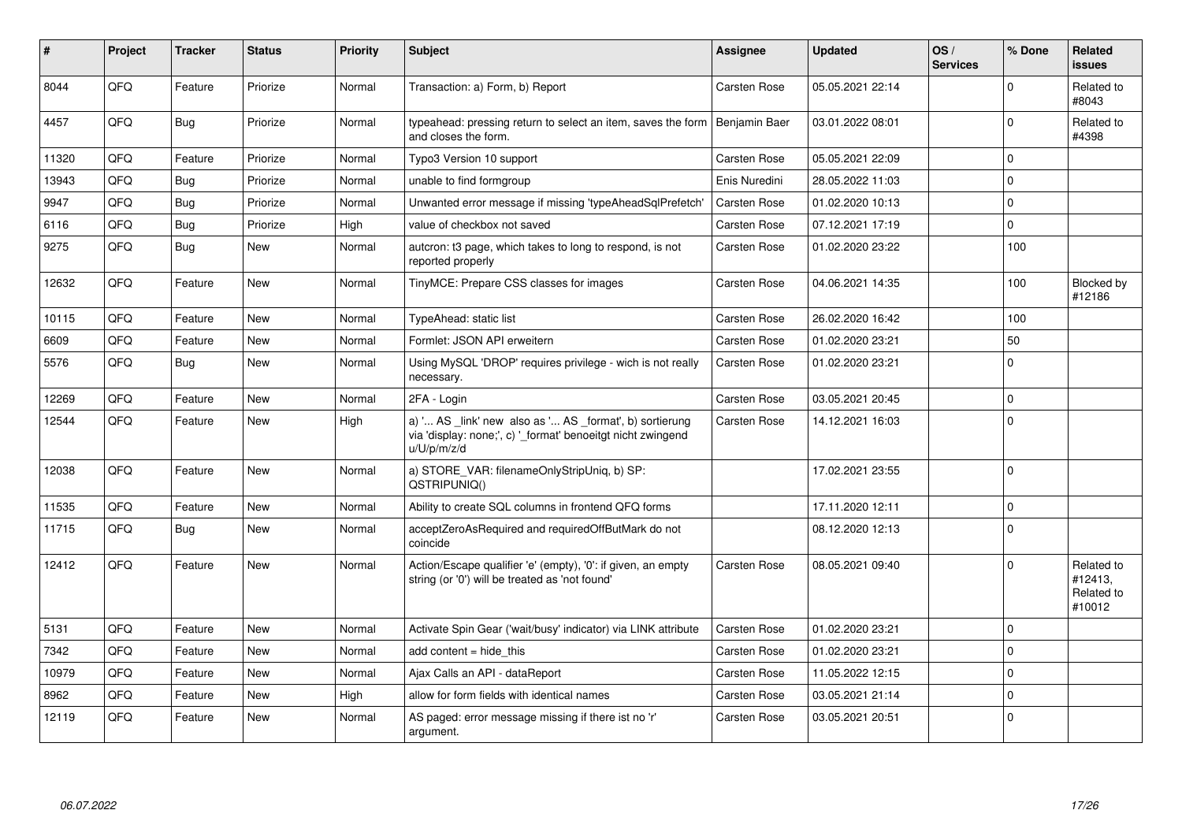| # | Project | Tracker | Status | Priority | Subject | Assignee | Updated | OS / Services | % Done | Related issues |
|---|---|---|---|---|---|---|---|---|---|---|
| 8044 | QFQ | Feature | Priorize | Normal | Transaction: a) Form, b) Report | Carsten Rose | 05.05.2021 22:14 | | 0 | Related to #8043 |
| 4457 | QFQ | Bug | Priorize | Normal | typeahead: pressing return to select an item, saves the form and closes the form. | Benjamin Baer | 03.01.2022 08:01 | | 0 | Related to #4398 |
| 11320 | QFQ | Feature | Priorize | Normal | Typo3 Version 10 support | Carsten Rose | 05.05.2021 22:09 | | 0 | |
| 13943 | QFQ | Bug | Priorize | Normal | unable to find formgroup | Enis Nuredini | 28.05.2022 11:03 | | 0 | |
| 9947 | QFQ | Bug | Priorize | Normal | Unwanted error message if missing 'typeAheadSqlPrefetch' | Carsten Rose | 01.02.2020 10:13 | | 0 | |
| 6116 | QFQ | Bug | Priorize | High | value of checkbox not saved | Carsten Rose | 07.12.2021 17:19 | | 0 | |
| 9275 | QFQ | Bug | New | Normal | autcron: t3 page, which takes to long to respond, is not reported properly | Carsten Rose | 01.02.2020 23:22 | | 100 | |
| 12632 | QFQ | Feature | New | Normal | TinyMCE: Prepare CSS classes for images | Carsten Rose | 04.06.2021 14:35 | | 100 | Blocked by #12186 |
| 10115 | QFQ | Feature | New | Normal | TypeAhead: static list | Carsten Rose | 26.02.2020 16:42 | | 100 | |
| 6609 | QFQ | Feature | New | Normal | Formlet: JSON API erweitern | Carsten Rose | 01.02.2020 23:21 | | 50 | |
| 5576 | QFQ | Bug | New | Normal | Using MySQL 'DROP' requires privilege - wich is not really necessary. | Carsten Rose | 01.02.2020 23:21 | | 0 | |
| 12269 | QFQ | Feature | New | Normal | 2FA - Login | Carsten Rose | 03.05.2021 20:45 | | 0 | |
| 12544 | QFQ | Feature | New | High | a) '... AS _link' new also as '... AS _format', b) sortierung via 'display: none;', c) '_format' benoeitgt nicht zwingend u/U/p/m/z/d | Carsten Rose | 14.12.2021 16:03 | | 0 | |
| 12038 | QFQ | Feature | New | Normal | a) STORE_VAR: filenameOnlyStripUniq, b) SP: QSTRIPUNIQ() | | 17.02.2021 23:55 | | 0 | |
| 11535 | QFQ | Feature | New | Normal | Ability to create SQL columns in frontend QFQ forms | | 17.11.2020 12:11 | | 0 | |
| 11715 | QFQ | Bug | New | Normal | acceptZeroAsRequired and requiredOffButMark do not coincide | | 08.12.2020 12:13 | | 0 | |
| 12412 | QFQ | Feature | New | Normal | Action/Escape qualifier 'e' (empty), '0': if given, an empty string (or '0') will be treated as 'not found' | Carsten Rose | 08.05.2021 09:40 | | 0 | Related to #12413, Related to #10012 |
| 5131 | QFQ | Feature | New | Normal | Activate Spin Gear ('wait/busy' indicator) via LINK attribute | Carsten Rose | 01.02.2020 23:21 | | 0 | |
| 7342 | QFQ | Feature | New | Normal | add content = hide_this | Carsten Rose | 01.02.2020 23:21 | | 0 | |
| 10979 | QFQ | Feature | New | Normal | Ajax Calls an API - dataReport | Carsten Rose | 11.05.2022 12:15 | | 0 | |
| 8962 | QFQ | Feature | New | High | allow for form fields with identical names | Carsten Rose | 03.05.2021 21:14 | | 0 | |
| 12119 | QFQ | Feature | New | Normal | AS paged: error message missing if there ist no 'r' argument. | Carsten Rose | 03.05.2021 20:51 | | 0 | |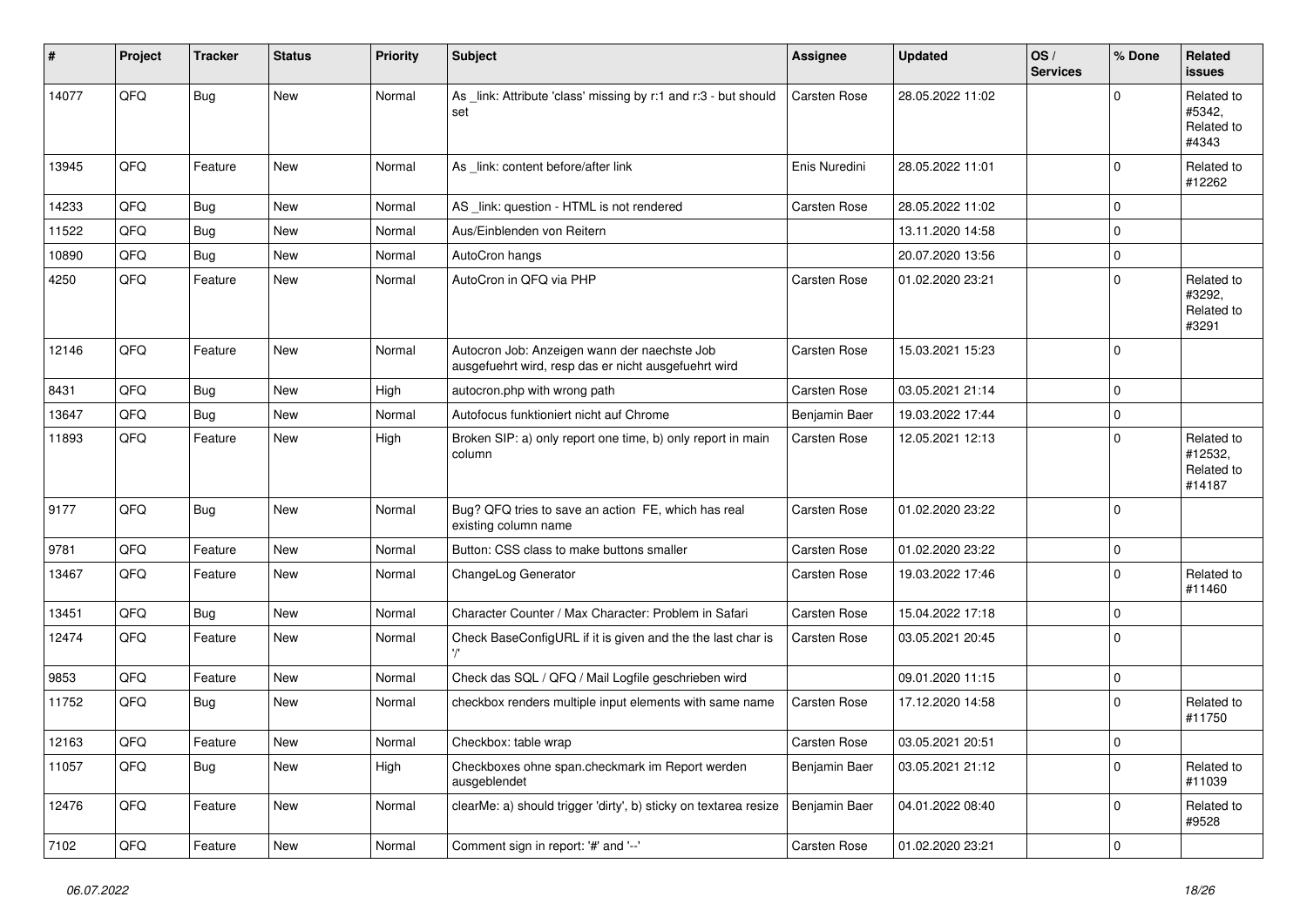| # | Project | Tracker | Status | Priority | Subject | Assignee | Updated | OS / Services | % Done | Related issues |
|---|---|---|---|---|---|---|---|---|---|---|
| 14077 | QFO | Bug | New | Normal | As _link: Attribute 'class' missing by r:1 and r:3 - but should set | Carsten Rose | 28.05.2022 11:02 | | 0 | Related to #5342, Related to #4343 |
| 13945 | QFQ | Feature | New | Normal | As _link: content before/after link | Enis Nuredini | 28.05.2022 11:01 | | 0 | Related to #12262 |
| 14233 | QFQ | Bug | New | Normal | AS _link: question - HTML is not rendered | Carsten Rose | 28.05.2022 11:02 | | 0 | |
| 11522 | QFQ | Bug | New | Normal | Aus/Einblenden von Reitern | | 13.11.2020 14:58 | | 0 | |
| 10890 | QFQ | Bug | New | Normal | AutoCron hangs | | 20.07.2020 13:56 | | 0 | |
| 4250 | QFQ | Feature | New | Normal | AutoCron in QFQ via PHP | Carsten Rose | 01.02.2020 23:21 | | 0 | Related to #3292, Related to #3291 |
| 12146 | QFQ | Feature | New | Normal | Autocron Job: Anzeigen wann der naechste Job ausgefuehrt wird, resp das er nicht ausgefuehrt wird | Carsten Rose | 15.03.2021 15:23 | | 0 | |
| 8431 | QFQ | Bug | New | High | autocron.php with wrong path | Carsten Rose | 03.05.2021 21:14 | | 0 | |
| 13647 | QFQ | Bug | New | Normal | Autofocus funktioniert nicht auf Chrome | Benjamin Baer | 19.03.2022 17:44 | | 0 | |
| 11893 | QFQ | Feature | New | High | Broken SIP: a) only report one time, b) only report in main column | Carsten Rose | 12.05.2021 12:13 | | 0 | Related to #12532, Related to #14187 |
| 9177 | QFQ | Bug | New | Normal | Bug? QFQ tries to save an action FE, which has real existing column name | Carsten Rose | 01.02.2020 23:22 | | 0 | |
| 9781 | QFQ | Feature | New | Normal | Button: CSS class to make buttons smaller | Carsten Rose | 01.02.2020 23:22 | | 0 | |
| 13467 | QFQ | Feature | New | Normal | ChangeLog Generator | Carsten Rose | 19.03.2022 17:46 | | 0 | Related to #11460 |
| 13451 | QFQ | Bug | New | Normal | Character Counter / Max Character: Problem in Safari | Carsten Rose | 15.04.2022 17:18 | | 0 | |
| 12474 | QFQ | Feature | New | Normal | Check BaseConfigURL if it is given and the the last char is '/' | Carsten Rose | 03.05.2021 20:45 | | 0 | |
| 9853 | QFQ | Feature | New | Normal | Check das SQL / QFQ / Mail Logfile geschrieben wird | | 09.01.2020 11:15 | | 0 | |
| 11752 | QFQ | Bug | New | Normal | checkbox renders multiple input elements with same name | Carsten Rose | 17.12.2020 14:58 | | 0 | Related to #11750 |
| 12163 | QFQ | Feature | New | Normal | Checkbox: table wrap | Carsten Rose | 03.05.2021 20:51 | | 0 | |
| 11057 | QFQ | Bug | New | High | Checkboxes ohne span.checkmark im Report werden ausgeblendet | Benjamin Baer | 03.05.2021 21:12 | | 0 | Related to #11039 |
| 12476 | QFQ | Feature | New | Normal | clearMe: a) should trigger 'dirty', b) sticky on textarea resize | Benjamin Baer | 04.01.2022 08:40 | | 0 | Related to #9528 |
| 7102 | QFQ | Feature | New | Normal | Comment sign in report: '#' and '--' | Carsten Rose | 01.02.2020 23:21 | | 0 | |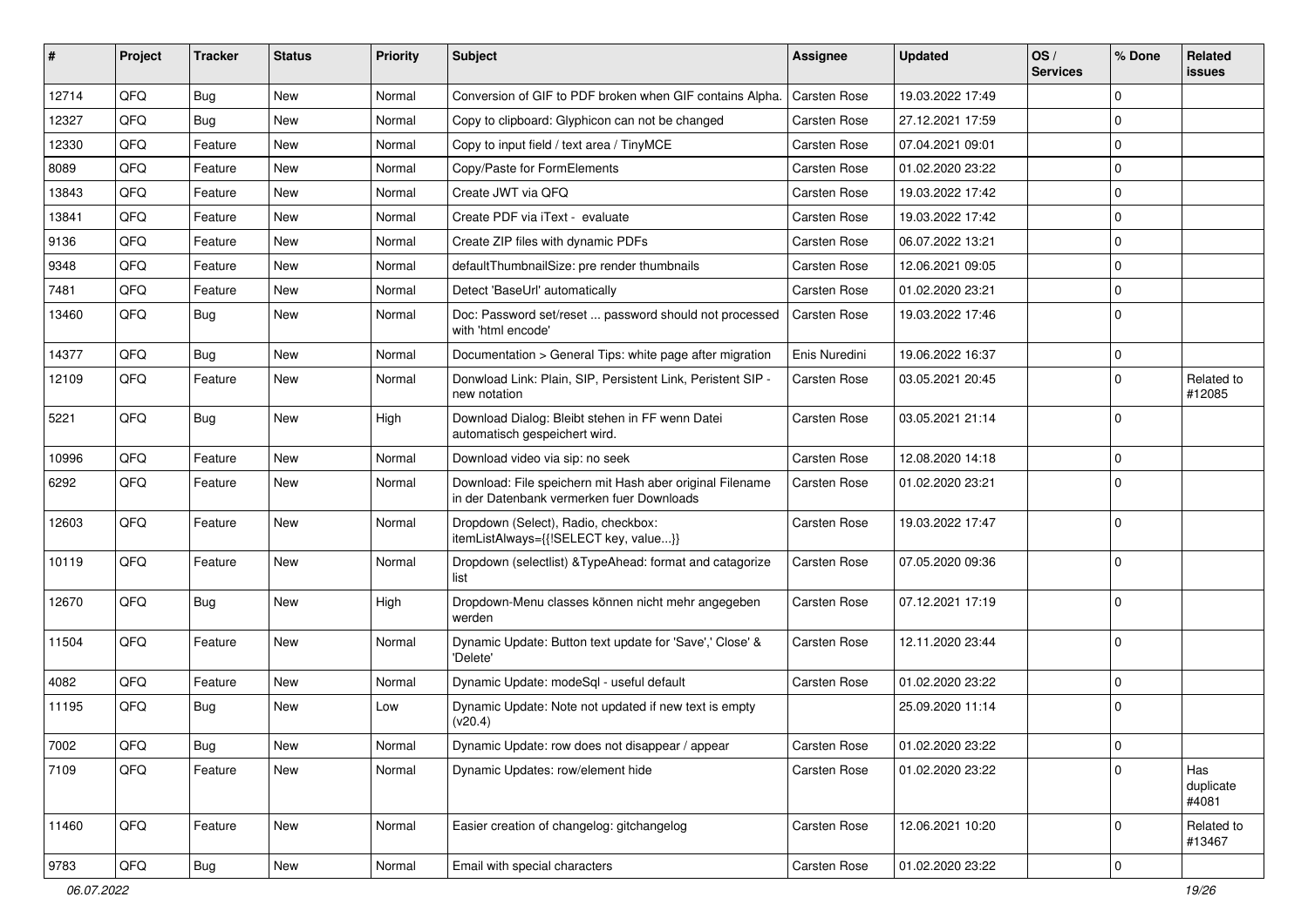| # | Project | Tracker | Status | Priority | Subject | Assignee | Updated | OS / Services | % Done | Related issues |
|---|---|---|---|---|---|---|---|---|---|---|
| 12714 | QFQ | Bug | New | Normal | Conversion of GIF to PDF broken when GIF contains Alpha. | Carsten Rose | 19.03.2022 17:49 | | 0 | |
| 12327 | QFQ | Bug | New | Normal | Copy to clipboard: Glyphicon can not be changed | Carsten Rose | 27.12.2021 17:59 | | 0 | |
| 12330 | QFQ | Feature | New | Normal | Copy to input field / text area / TinyMCE | Carsten Rose | 07.04.2021 09:01 | | 0 | |
| 8089 | QFQ | Feature | New | Normal | Copy/Paste for FormElements | Carsten Rose | 01.02.2020 23:22 | | 0 | |
| 13843 | QFQ | Feature | New | Normal | Create JWT via QFQ | Carsten Rose | 19.03.2022 17:42 | | 0 | |
| 13841 | QFQ | Feature | New | Normal | Create PDF via iText - evaluate | Carsten Rose | 19.03.2022 17:42 | | 0 | |
| 9136 | QFQ | Feature | New | Normal | Create ZIP files with dynamic PDFs | Carsten Rose | 06.07.2022 13:21 | | 0 | |
| 9348 | QFQ | Feature | New | Normal | defaultThumbnailSize: pre render thumbnails | Carsten Rose | 12.06.2021 09:05 | | 0 | |
| 7481 | QFQ | Feature | New | Normal | Detect 'BaseUrl' automatically | Carsten Rose | 01.02.2020 23:21 | | 0 | |
| 13460 | QFQ | Bug | New | Normal | Doc: Password set/reset ... password should not processed with 'html encode' | Carsten Rose | 19.03.2022 17:46 | | 0 | |
| 14377 | QFQ | Bug | New | Normal | Documentation > General Tips: white page after migration | Enis Nuredini | 19.06.2022 16:37 | | 0 | |
| 12109 | QFQ | Feature | New | Normal | Donwload Link: Plain, SIP, Persistent Link, Peristent SIP - new notation | Carsten Rose | 03.05.2021 20:45 | | 0 | Related to #12085 |
| 5221 | QFQ | Bug | New | High | Download Dialog: Bleibt stehen in FF wenn Datei automatisch gespeichert wird. | Carsten Rose | 03.05.2021 21:14 | | 0 | |
| 10996 | QFQ | Feature | New | Normal | Download video via sip: no seek | Carsten Rose | 12.08.2020 14:18 | | 0 | |
| 6292 | QFQ | Feature | New | Normal | Download: File speichern mit Hash aber original Filename in der Datenbank vermerken fuer Downloads | Carsten Rose | 01.02.2020 23:21 | | 0 | |
| 12603 | QFQ | Feature | New | Normal | Dropdown (Select), Radio, checkbox: itemListAlways={{!SELECT key, value...}} | Carsten Rose | 19.03.2022 17:47 | | 0 | |
| 10119 | QFQ | Feature | New | Normal | Dropdown (selectlist) &TypeAhead: format and catagorize list | Carsten Rose | 07.05.2020 09:36 | | 0 | |
| 12670 | QFQ | Bug | New | High | Dropdown-Menu classes können nicht mehr angegeben werden | Carsten Rose | 07.12.2021 17:19 | | 0 | |
| 11504 | QFQ | Feature | New | Normal | Dynamic Update: Button text update for 'Save',' Close' & 'Delete' | Carsten Rose | 12.11.2020 23:44 | | 0 | |
| 4082 | QFQ | Feature | New | Normal | Dynamic Update: modeSql - useful default | Carsten Rose | 01.02.2020 23:22 | | 0 | |
| 11195 | QFQ | Bug | New | Low | Dynamic Update: Note not updated if new text is empty (v20.4) | | 25.09.2020 11:14 | | 0 | |
| 7002 | QFQ | Bug | New | Normal | Dynamic Update: row does not disappear / appear | Carsten Rose | 01.02.2020 23:22 | | 0 | |
| 7109 | QFQ | Feature | New | Normal | Dynamic Updates: row/element hide | Carsten Rose | 01.02.2020 23:22 | | 0 | Has duplicate #4081 |
| 11460 | QFQ | Feature | New | Normal | Easier creation of changelog: gitchangelog | Carsten Rose | 12.06.2021 10:20 | | 0 | Related to #13467 |
| 9783 | QFQ | Bug | New | Normal | Email with special characters | Carsten Rose | 01.02.2020 23:22 | | 0 | |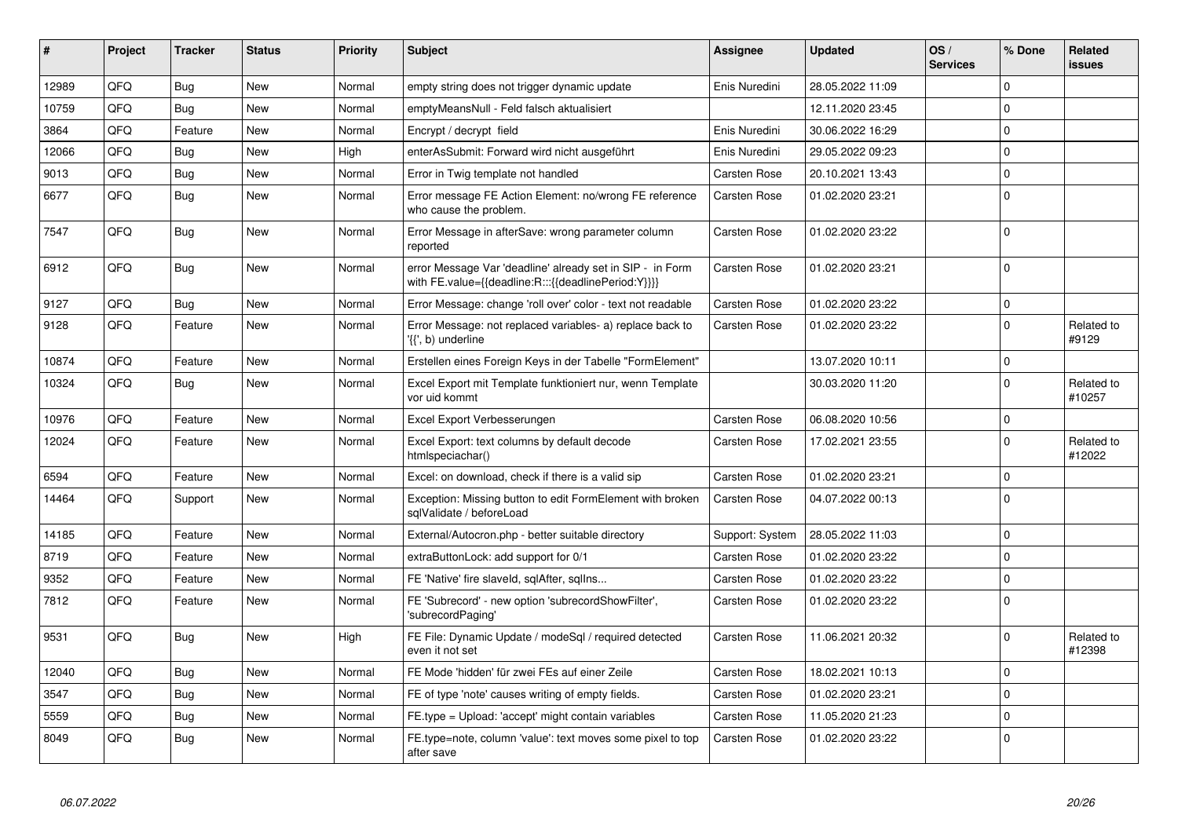| # | Project | Tracker | Status | Priority | Subject | Assignee | Updated | OS / Services | % Done | Related issues |
|---|---|---|---|---|---|---|---|---|---|---|
| 12989 | QFQ | Bug | New | Normal | empty string does not trigger dynamic update | Enis Nuredini | 28.05.2022 11:09 | | 0 | |
| 10759 | QFQ | Bug | New | Normal | emptyMeansNull - Feld falsch aktualisiert | | 12.11.2020 23:45 | | 0 | |
| 3864 | QFQ | Feature | New | Normal | Encrypt / decrypt field | Enis Nuredini | 30.06.2022 16:29 | | 0 | |
| 12066 | QFQ | Bug | New | High | enterAsSubmit: Forward wird nicht ausgeführt | Enis Nuredini | 29.05.2022 09:23 | | 0 | |
| 9013 | QFQ | Bug | New | Normal | Error in Twig template not handled | Carsten Rose | 20.10.2021 13:43 | | 0 | |
| 6677 | QFQ | Bug | New | Normal | Error message FE Action Element: no/wrong FE reference who cause the problem. | Carsten Rose | 01.02.2020 23:21 | | 0 | |
| 7547 | QFQ | Bug | New | Normal | Error Message in afterSave: wrong parameter column reported | Carsten Rose | 01.02.2020 23:22 | | 0 | |
| 6912 | QFQ | Bug | New | Normal | error Message Var 'deadline' already set in SIP - in Form with FE.value={{deadline:R:::{{deadlinePeriod:Y}}}} | Carsten Rose | 01.02.2020 23:21 | | 0 | |
| 9127 | QFQ | Bug | New | Normal | Error Message: change 'roll over' color - text not readable | Carsten Rose | 01.02.2020 23:22 | | 0 | |
| 9128 | QFQ | Feature | New | Normal | Error Message: not replaced variables- a) replace back to '{{', b) underline | Carsten Rose | 01.02.2020 23:22 | | 0 | Related to #9129 |
| 10874 | QFQ | Feature | New | Normal | Erstellen eines Foreign Keys in der Tabelle "FormElement" | | 13.07.2020 10:11 | | 0 | |
| 10324 | QFQ | Bug | New | Normal | Excel Export mit Template funktioniert nur, wenn Template vor uid kommt | | 30.03.2020 11:20 | | 0 | Related to #10257 |
| 10976 | QFQ | Feature | New | Normal | Excel Export Verbesserungen | Carsten Rose | 06.08.2020 10:56 | | 0 | |
| 12024 | QFQ | Feature | New | Normal | Excel Export: text columns by default decode htmlspeciachar() | Carsten Rose | 17.02.2021 23:55 | | 0 | Related to #12022 |
| 6594 | QFQ | Feature | New | Normal | Excel: on download, check if there is a valid sip | Carsten Rose | 01.02.2020 23:21 | | 0 | |
| 14464 | QFQ | Support | New | Normal | Exception: Missing button to edit FormElement with broken sqlValidate / beforeLoad | Carsten Rose | 04.07.2022 00:13 | | 0 | |
| 14185 | QFQ | Feature | New | Normal | External/Autocron.php - better suitable directory | Support: System | 28.05.2022 11:03 | | 0 | |
| 8719 | QFQ | Feature | New | Normal | extraButtonLock: add support for 0/1 | Carsten Rose | 01.02.2020 23:22 | | 0 | |
| 9352 | QFQ | Feature | New | Normal | FE 'Native' fire slaveId, sqlAfter, sqlIns... | Carsten Rose | 01.02.2020 23:22 | | 0 | |
| 7812 | QFQ | Feature | New | Normal | FE 'Subrecord' - new option 'subrecordShowFilter', 'subrecordPaging' | Carsten Rose | 01.02.2020 23:22 | | 0 | |
| 9531 | QFQ | Bug | New | High | FE File: Dynamic Update / modeSql / required detected even it not set | Carsten Rose | 11.06.2021 20:32 | | 0 | Related to #12398 |
| 12040 | QFQ | Bug | New | Normal | FE Mode 'hidden' für zwei FEs auf einer Zeile | Carsten Rose | 18.02.2021 10:13 | | 0 | |
| 3547 | QFQ | Bug | New | Normal | FE of type 'note' causes writing of empty fields. | Carsten Rose | 01.02.2020 23:21 | | 0 | |
| 5559 | QFQ | Bug | New | Normal | FE.type = Upload: 'accept' might contain variables | Carsten Rose | 11.05.2020 21:23 | | 0 | |
| 8049 | QFQ | Bug | New | Normal | FE.type=note, column 'value': text moves some pixel to top after save | Carsten Rose | 01.02.2020 23:22 | | 0 | |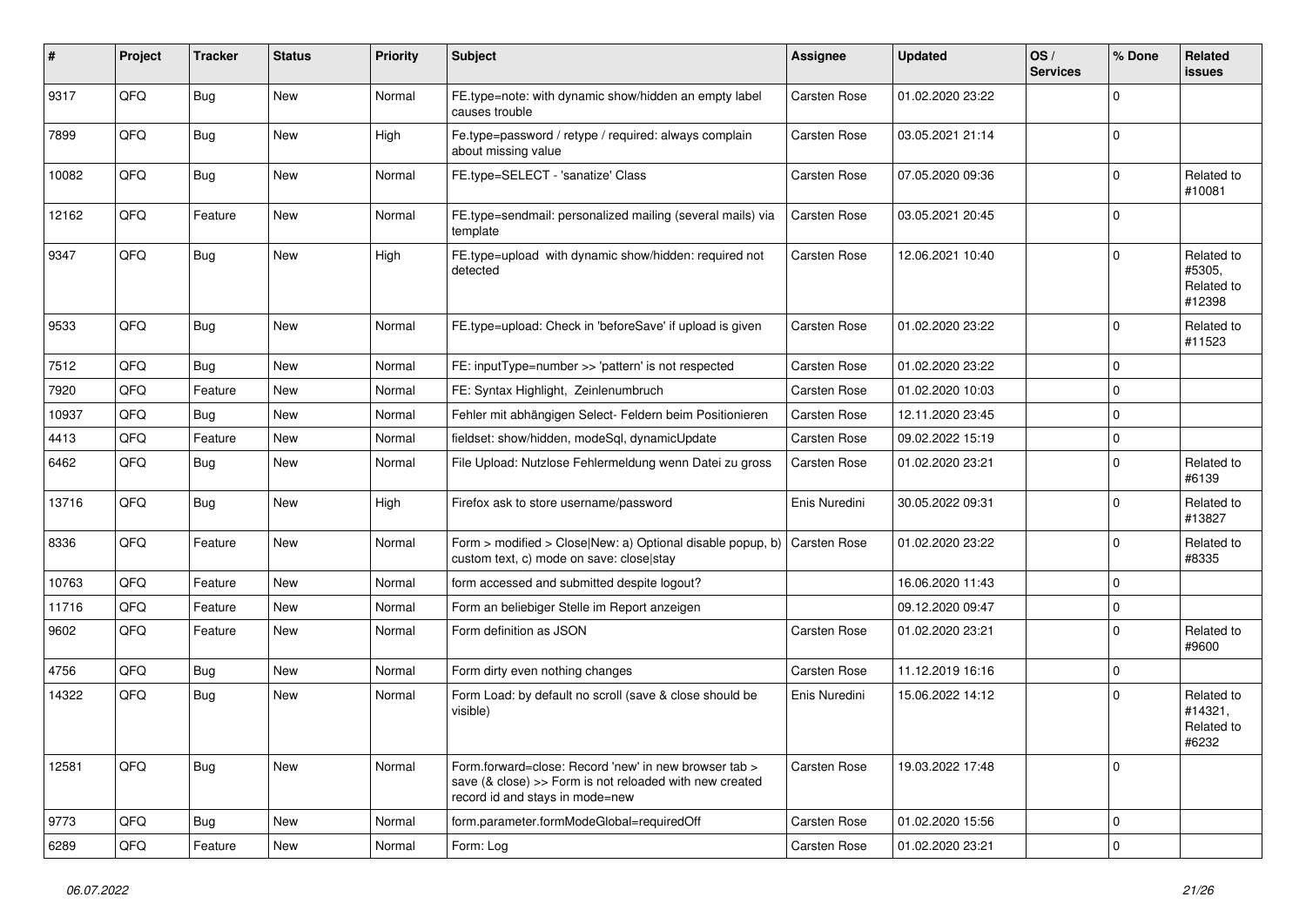| # | Project | Tracker | Status | Priority | Subject | Assignee | Updated | OS / Services | % Done | Related issues |
|---|---|---|---|---|---|---|---|---|---|---|
| 9317 | QFQ | Bug | New | Normal | FE.type=note: with dynamic show/hidden an empty label causes trouble | Carsten Rose | 01.02.2020 23:22 | | 0 | |
| 7899 | QFQ | Bug | New | High | Fe.type=password / retype / required: always complain about missing value | Carsten Rose | 03.05.2021 21:14 | | 0 | |
| 10082 | QFQ | Bug | New | Normal | FE.type=SELECT - 'sanatize' Class | Carsten Rose | 07.05.2020 09:36 | | 0 | Related to #10081 |
| 12162 | QFQ | Feature | New | Normal | FE.type=sendmail: personalized mailing (several mails) via template | Carsten Rose | 03.05.2021 20:45 | | 0 | |
| 9347 | QFQ | Bug | New | High | FE.type=upload with dynamic show/hidden: required not detected | Carsten Rose | 12.06.2021 10:40 | | 0 | Related to #5305, Related to #12398 |
| 9533 | QFQ | Bug | New | Normal | FE.type=upload: Check in 'beforeSave' if upload is given | Carsten Rose | 01.02.2020 23:22 | | 0 | Related to #11523 |
| 7512 | QFQ | Bug | New | Normal | FE: inputType=number >> 'pattern' is not respected | Carsten Rose | 01.02.2020 23:22 | | 0 | |
| 7920 | QFQ | Feature | New | Normal | FE: Syntax Highlight, Zeinlenumbruch | Carsten Rose | 01.02.2020 10:03 | | 0 | |
| 10937 | QFQ | Bug | New | Normal | Fehler mit abhängigen Select- Feldern beim Positionieren | Carsten Rose | 12.11.2020 23:45 | | 0 | |
| 4413 | QFQ | Feature | New | Normal | fieldset: show/hidden, modeSql, dynamicUpdate | Carsten Rose | 09.02.2022 15:19 | | 0 | |
| 6462 | QFQ | Bug | New | Normal | File Upload: Nutzlose Fehlermeldung wenn Datei zu gross | Carsten Rose | 01.02.2020 23:21 | | 0 | Related to #6139 |
| 13716 | QFQ | Bug | New | High | Firefox ask to store username/password | Enis Nuredini | 30.05.2022 09:31 | | 0 | Related to #13827 |
| 8336 | QFQ | Feature | New | Normal | Form > modified > Close\|New: a) Optional disable popup, b) custom text, c) mode on save: close\|stay | Carsten Rose | 01.02.2020 23:22 | | 0 | Related to #8335 |
| 10763 | QFQ | Feature | New | Normal | form accessed and submitted despite logout? | | 16.06.2020 11:43 | | 0 | |
| 11716 | QFQ | Feature | New | Normal | Form an beliebiger Stelle im Report anzeigen | | 09.12.2020 09:47 | | 0 | |
| 9602 | QFQ | Feature | New | Normal | Form definition as JSON | Carsten Rose | 01.02.2020 23:21 | | 0 | Related to #9600 |
| 4756 | QFQ | Bug | New | Normal | Form dirty even nothing changes | Carsten Rose | 11.12.2019 16:16 | | 0 | |
| 14322 | QFQ | Bug | New | Normal | Form Load: by default no scroll (save & close should be visible) | Enis Nuredini | 15.06.2022 14:12 | | 0 | Related to #14321, Related to #6232 |
| 12581 | QFQ | Bug | New | Normal | Form.forward=close: Record 'new' in new browser tab > save (& close) >> Form is not reloaded with new created record id and stays in mode=new | Carsten Rose | 19.03.2022 17:48 | | 0 | |
| 9773 | QFQ | Bug | New | Normal | form.parameter.formModeGlobal=requiredOff | Carsten Rose | 01.02.2020 15:56 | | 0 | |
| 6289 | QFQ | Feature | New | Normal | Form: Log | Carsten Rose | 01.02.2020 23:21 | | 0 | |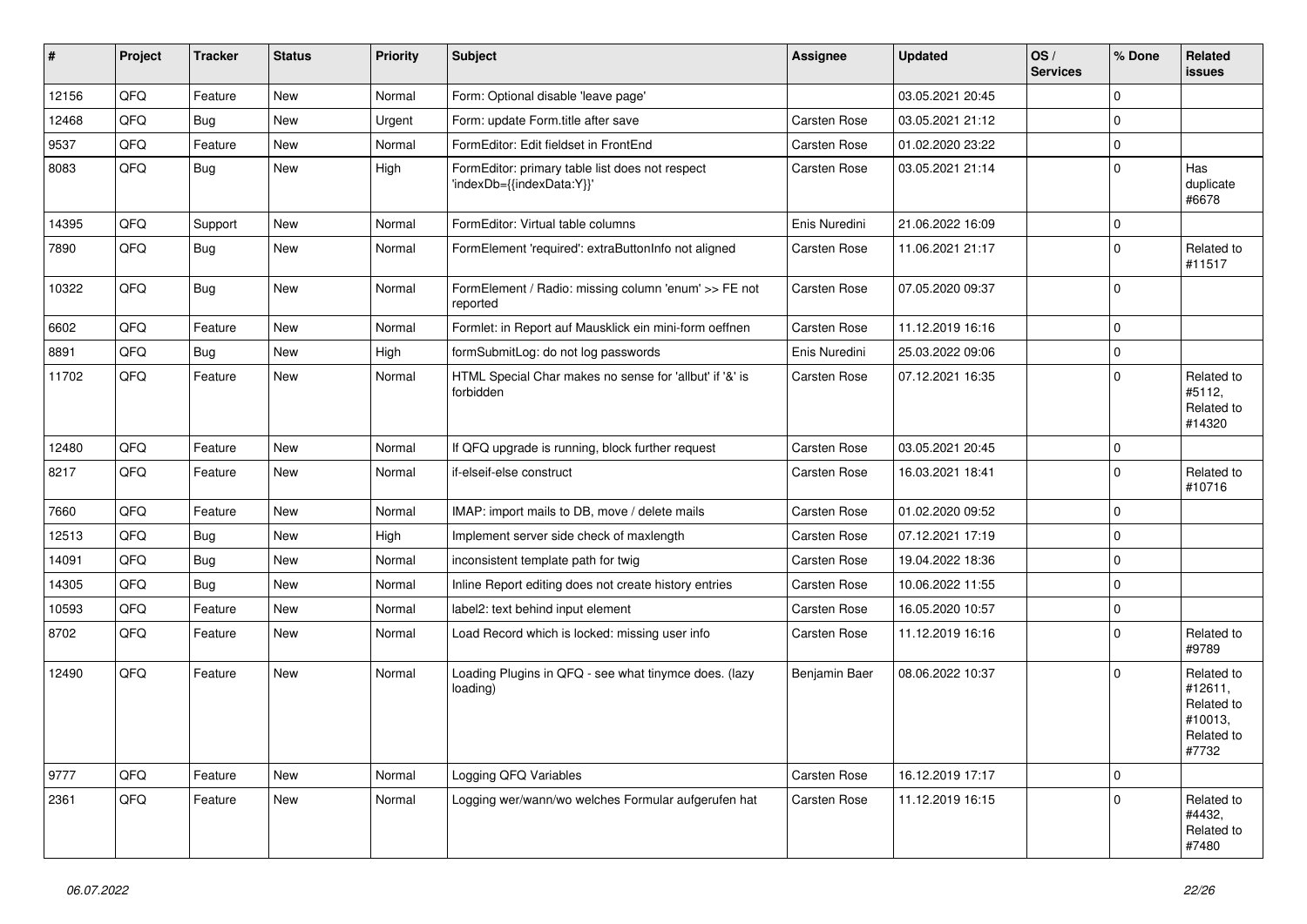| # | Project | Tracker | Status | Priority | Subject | Assignee | Updated | OS / Services | % Done | Related issues |
|---|---|---|---|---|---|---|---|---|---|---|
| 12156 | QFQ | Feature | New | Normal | Form: Optional disable 'leave page' | | 03.05.2021 20:45 | | 0 | |
| 12468 | QFQ | Bug | New | Urgent | Form: update Form.title after save | Carsten Rose | 03.05.2021 21:12 | | 0 | |
| 9537 | QFQ | Feature | New | Normal | FormEditor: Edit fieldset in FrontEnd | Carsten Rose | 01.02.2020 23:22 | | 0 | |
| 8083 | QFQ | Bug | New | High | FormEditor: primary table list does not respect 'indexDb={{indexData:Y}}' | Carsten Rose | 03.05.2021 21:14 | | 0 | Has duplicate #6678 |
| 14395 | QFQ | Support | New | Normal | FormEditor: Virtual table columns | Enis Nuredini | 21.06.2022 16:09 | | 0 | |
| 7890 | QFQ | Bug | New | Normal | FormElement 'required': extraButtonInfo not aligned | Carsten Rose | 11.06.2021 21:17 | | 0 | Related to #11517 |
| 10322 | QFQ | Bug | New | Normal | FormElement / Radio: missing column 'enum' >> FE not reported | Carsten Rose | 07.05.2020 09:37 | | 0 | |
| 6602 | QFQ | Feature | New | Normal | Formlet: in Report auf Mausklick ein mini-form oeffnen | Carsten Rose | 11.12.2019 16:16 | | 0 | |
| 8891 | QFQ | Bug | New | High | formSubmitLog: do not log passwords | Enis Nuredini | 25.03.2022 09:06 | | 0 | |
| 11702 | QFQ | Feature | New | Normal | HTML Special Char makes no sense for 'allbut' if '&' is forbidden | Carsten Rose | 07.12.2021 16:35 | | 0 | Related to #5112, Related to #14320 |
| 12480 | QFQ | Feature | New | Normal | If QFQ upgrade is running, block further request | Carsten Rose | 03.05.2021 20:45 | | 0 | |
| 8217 | QFQ | Feature | New | Normal | if-elseif-else construct | Carsten Rose | 16.03.2021 18:41 | | 0 | Related to #10716 |
| 7660 | QFQ | Feature | New | Normal | IMAP: import mails to DB, move / delete mails | Carsten Rose | 01.02.2020 09:52 | | 0 | |
| 12513 | QFQ | Bug | New | High | Implement server side check of maxlength | Carsten Rose | 07.12.2021 17:19 | | 0 | |
| 14091 | QFQ | Bug | New | Normal | inconsistent template path for twig | Carsten Rose | 19.04.2022 18:36 | | 0 | |
| 14305 | QFQ | Bug | New | Normal | Inline Report editing does not create history entries | Carsten Rose | 10.06.2022 11:55 | | 0 | |
| 10593 | QFQ | Feature | New | Normal | label2: text behind input element | Carsten Rose | 16.05.2020 10:57 | | 0 | |
| 8702 | QFQ | Feature | New | Normal | Load Record which is locked: missing user info | Carsten Rose | 11.12.2019 16:16 | | 0 | Related to #9789 |
| 12490 | QFQ | Feature | New | Normal | Loading Plugins in QFQ - see what tinymce does. (lazy loading) | Benjamin Baer | 08.06.2022 10:37 | | 0 | Related to #12611, Related to #10013, Related to #7732 |
| 9777 | QFQ | Feature | New | Normal | Logging QFQ Variables | Carsten Rose | 16.12.2019 17:17 | | 0 | |
| 2361 | QFQ | Feature | New | Normal | Logging wer/wann/wo welches Formular aufgerufen hat | Carsten Rose | 11.12.2019 16:15 | | 0 | Related to #4432, Related to #7480 |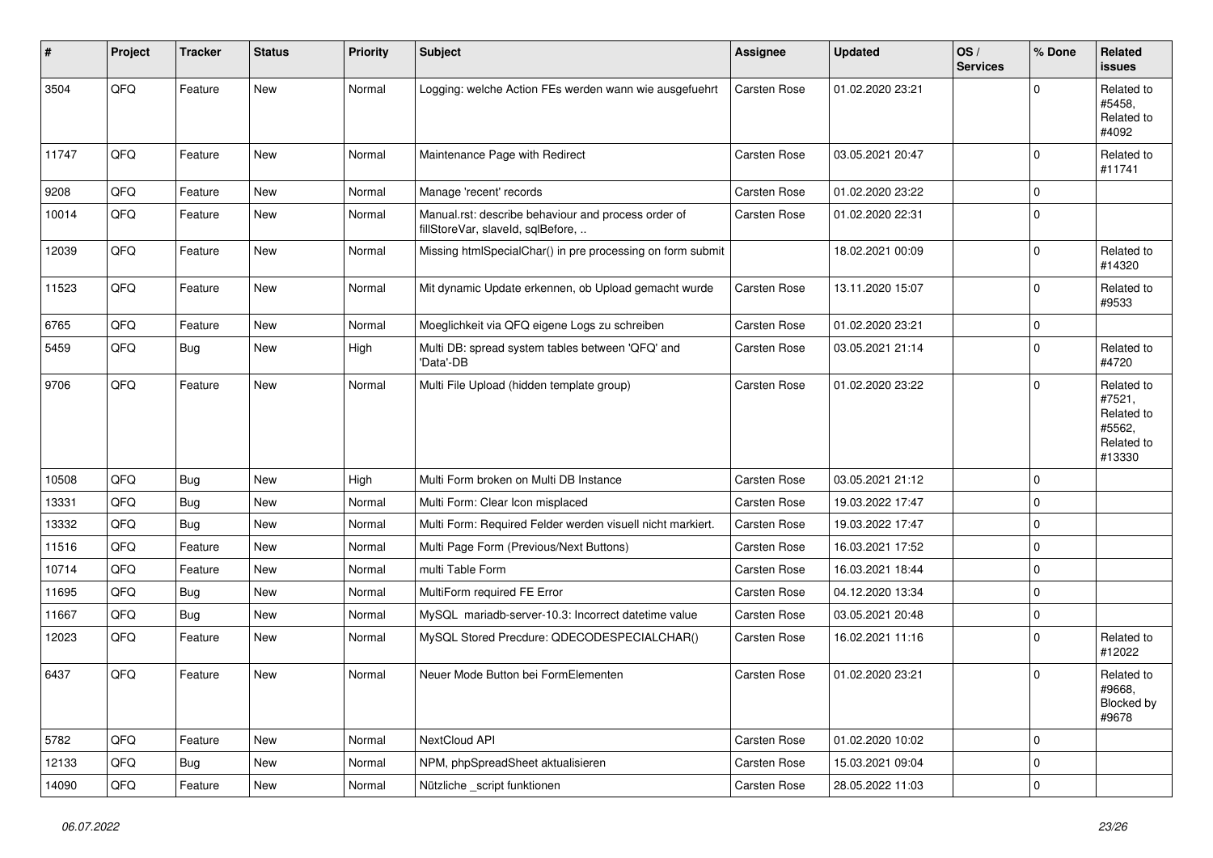| # | Project | Tracker | Status | Priority | Subject | Assignee | Updated | OS / Services | % Done | Related issues |
|---|---|---|---|---|---|---|---|---|---|---|
| 3504 | QFQ | Feature | New | Normal | Logging: welche Action FEs werden wann wie ausgefuehrt | Carsten Rose | 01.02.2020 23:21 | | 0 | Related to #5458, Related to #4092 |
| 11747 | QFQ | Feature | New | Normal | Maintenance Page with Redirect | Carsten Rose | 03.05.2021 20:47 | | 0 | Related to #11741 |
| 9208 | QFQ | Feature | New | Normal | Manage 'recent' records | Carsten Rose | 01.02.2020 23:22 | | 0 | |
| 10014 | QFQ | Feature | New | Normal | Manual.rst: describe behaviour and process order of fillStoreVar, slaveId, sqlBefore, .. | Carsten Rose | 01.02.2020 22:31 | | 0 | |
| 12039 | QFQ | Feature | New | Normal | Missing htmlSpecialChar() in pre processing on form submit | | 18.02.2021 00:09 | | 0 | Related to #14320 |
| 11523 | QFQ | Feature | New | Normal | Mit dynamic Update erkennen, ob Upload gemacht wurde | Carsten Rose | 13.11.2020 15:07 | | 0 | Related to #9533 |
| 6765 | QFQ | Feature | New | Normal | Moeglichkeit via QFQ eigene Logs zu schreiben | Carsten Rose | 01.02.2020 23:21 | | 0 | |
| 5459 | QFQ | Bug | New | High | Multi DB: spread system tables between 'QFQ' and 'Data'-DB | Carsten Rose | 03.05.2021 21:14 | | 0 | Related to #4720 |
| 9706 | QFQ | Feature | New | Normal | Multi File Upload (hidden template group) | Carsten Rose | 01.02.2020 23:22 | | 0 | Related to #7521, Related to #5562, Related to #13330 |
| 10508 | QFQ | Bug | New | High | Multi Form broken on Multi DB Instance | Carsten Rose | 03.05.2021 21:12 | | 0 | |
| 13331 | QFQ | Bug | New | Normal | Multi Form: Clear Icon misplaced | Carsten Rose | 19.03.2022 17:47 | | 0 | |
| 13332 | QFQ | Bug | New | Normal | Multi Form: Required Felder werden visuell nicht markiert. | Carsten Rose | 19.03.2022 17:47 | | 0 | |
| 11516 | QFQ | Feature | New | Normal | Multi Page Form (Previous/Next Buttons) | Carsten Rose | 16.03.2021 17:52 | | 0 | |
| 10714 | QFQ | Feature | New | Normal | multi Table Form | Carsten Rose | 16.03.2021 18:44 | | 0 | |
| 11695 | QFQ | Bug | New | Normal | MultiForm required FE Error | Carsten Rose | 04.12.2020 13:34 | | 0 | |
| 11667 | QFQ | Bug | New | Normal | MySQL mariadb-server-10.3: Incorrect datetime value | Carsten Rose | 03.05.2021 20:48 | | 0 | |
| 12023 | QFQ | Feature | New | Normal | MySQL Stored Precdure: QDECODESPECIALCHAR() | Carsten Rose | 16.02.2021 11:16 | | 0 | Related to #12022 |
| 6437 | QFQ | Feature | New | Normal | Neuer Mode Button bei FormElementen | Carsten Rose | 01.02.2020 23:21 | | 0 | Related to #9668, Blocked by #9678 |
| 5782 | QFQ | Feature | New | Normal | NextCloud API | Carsten Rose | 01.02.2020 10:02 | | 0 | |
| 12133 | QFQ | Bug | New | Normal | NPM, phpSpreadSheet aktualisieren | Carsten Rose | 15.03.2021 09:04 | | 0 | |
| 14090 | QFQ | Feature | New | Normal | Nützliche _script funktionen | Carsten Rose | 28.05.2022 11:03 | | 0 | |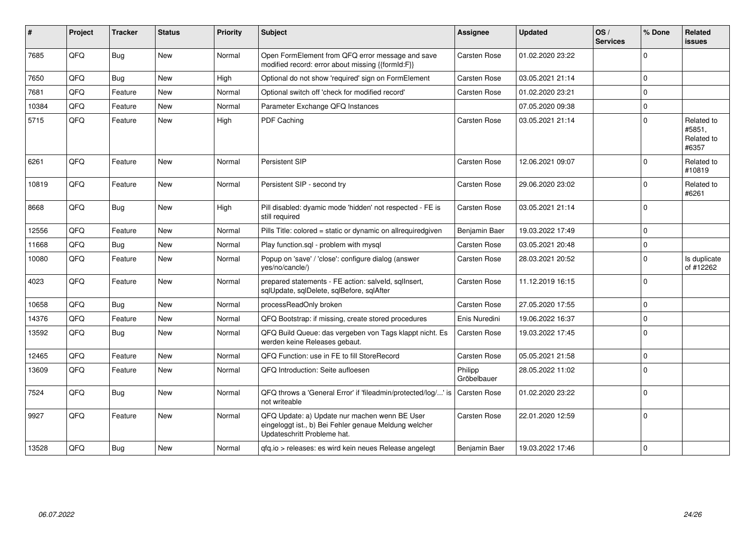| # | Project | Tracker | Status | Priority | Subject | Assignee | Updated | OS / Services | % Done | Related issues |
|---|---|---|---|---|---|---|---|---|---|---|
| 7685 | QFQ | Bug | New | Normal | Open FormElement from QFQ error message and save modified record: error about missing {{formId:F}} | Carsten Rose | 01.02.2020 23:22 | | 0 | |
| 7650 | QFQ | Bug | New | High | Optional do not show 'required' sign on FormElement | Carsten Rose | 03.05.2021 21:14 | | 0 | |
| 7681 | QFQ | Feature | New | Normal | Optional switch off 'check for modified record' | Carsten Rose | 01.02.2020 23:21 | | 0 | |
| 10384 | QFQ | Feature | New | Normal | Parameter Exchange QFQ Instances | | 07.05.2020 09:38 | | 0 | |
| 5715 | QFQ | Feature | New | High | PDF Caching | Carsten Rose | 03.05.2021 21:14 | | 0 | Related to #5851, Related to #6357 |
| 6261 | QFQ | Feature | New | Normal | Persistent SIP | Carsten Rose | 12.06.2021 09:07 | | 0 | Related to #10819 |
| 10819 | QFQ | Feature | New | Normal | Persistent SIP - second try | Carsten Rose | 29.06.2020 23:02 | | 0 | Related to #6261 |
| 8668 | QFQ | Bug | New | High | Pill disabled: dyamic mode 'hidden' not respected - FE is still required | Carsten Rose | 03.05.2021 21:14 | | 0 | |
| 12556 | QFQ | Feature | New | Normal | Pills Title: colored = static or dynamic on allrequiredgiven | Benjamin Baer | 19.03.2022 17:49 | | 0 | |
| 11668 | QFQ | Bug | New | Normal | Play function.sql - problem with mysql | Carsten Rose | 03.05.2021 20:48 | | 0 | |
| 10080 | QFQ | Feature | New | Normal | Popup on 'save' / 'close': configure dialog (answer yes/no/cancle/) | Carsten Rose | 28.03.2021 20:52 | | 0 | Is duplicate of #12262 |
| 4023 | QFQ | Feature | New | Normal | prepared statements - FE action: salveld, sqlInsert, sqlUpdate, sqlDelete, sqlBefore, sqlAfter | Carsten Rose | 11.12.2019 16:15 | | 0 | |
| 10658 | QFQ | Bug | New | Normal | processReadOnly broken | Carsten Rose | 27.05.2020 17:55 | | 0 | |
| 14376 | QFQ | Feature | New | Normal | QFQ Bootstrap: if missing, create stored procedures | Enis Nuredini | 19.06.2022 16:37 | | 0 | |
| 13592 | QFQ | Bug | New | Normal | QFQ Build Queue: das vergeben von Tags klappt nicht. Es werden keine Releases gebaut. | Carsten Rose | 19.03.2022 17:45 | | 0 | |
| 12465 | QFQ | Feature | New | Normal | QFQ Function: use in FE to fill StoreRecord | Carsten Rose | 05.05.2021 21:58 | | 0 | |
| 13609 | QFQ | Feature | New | Normal | QFQ Introduction: Seite aufloesen | Philipp Gröbelbauer | 28.05.2022 11:02 | | 0 | |
| 7524 | QFQ | Bug | New | Normal | QFQ throws a 'General Error' if 'fileadmin/protected/log/...' is not writeable | Carsten Rose | 01.02.2020 23:22 | | 0 | |
| 9927 | QFQ | Feature | New | Normal | QFQ Update: a) Update nur machen wenn BE User eingeloggt ist., b) Bei Fehler genaue Meldung welcher Updateschritt Probleme hat. | Carsten Rose | 22.01.2020 12:59 | | 0 | |
| 13528 | QFQ | Bug | New | Normal | qfq.io > releases: es wird kein neues Release angelegt | Benjamin Baer | 19.03.2022 17:46 | | 0 | |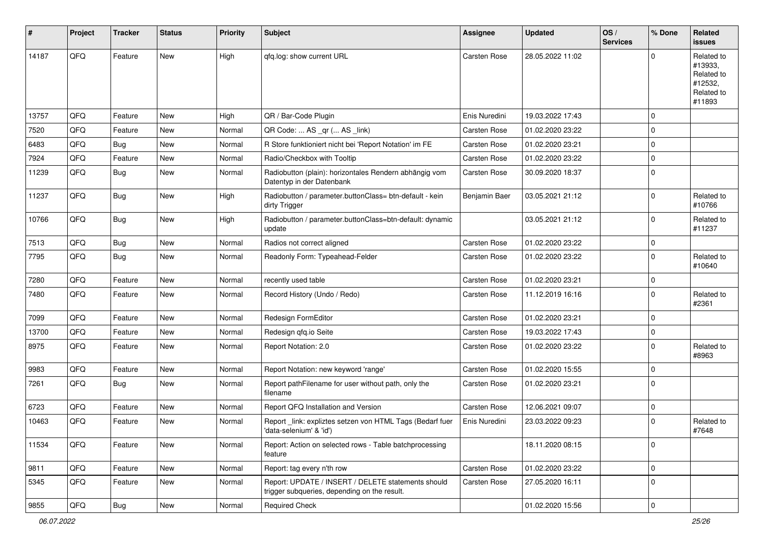| # | Project | Tracker | Status | Priority | Subject | Assignee | Updated | OS / Services | % Done | Related issues |
|---|---|---|---|---|---|---|---|---|---|---|
| 14187 | QFQ | Feature | New | High | qfq.log: show current URL | Carsten Rose | 28.05.2022 11:02 | | 0 | Related to #13933, Related to #12532, Related to #11893 |
| 13757 | QFQ | Feature | New | High | QR / Bar-Code Plugin | Enis Nuredini | 19.03.2022 17:43 | | 0 | |
| 7520 | QFQ | Feature | New | Normal | QR Code: ... AS _qr ( ... AS _link) | Carsten Rose | 01.02.2020 23:22 | | 0 | |
| 6483 | QFQ | Bug | New | Normal | R Store funktioniert nicht bei 'Report Notation' im FE | Carsten Rose | 01.02.2020 23:21 | | 0 | |
| 7924 | QFQ | Feature | New | Normal | Radio/Checkbox with Tooltip | Carsten Rose | 01.02.2020 23:22 | | 0 | |
| 11239 | QFQ | Bug | New | Normal | Radiobutton (plain): horizontales Rendern abhängig vom Datentyp in der Datenbank | Carsten Rose | 30.09.2020 18:37 | | 0 | |
| 11237 | QFQ | Bug | New | High | Radiobutton / parameter.buttonClass= btn-default - kein dirty Trigger | Benjamin Baer | 03.05.2021 21:12 | | 0 | Related to #10766 |
| 10766 | QFQ | Bug | New | High | Radiobutton / parameter.buttonClass=btn-default: dynamic update | | 03.05.2021 21:12 | | 0 | Related to #11237 |
| 7513 | QFQ | Bug | New | Normal | Radios not correct aligned | Carsten Rose | 01.02.2020 23:22 | | 0 | |
| 7795 | QFQ | Bug | New | Normal | Readonly Form: Typeahead-Felder | Carsten Rose | 01.02.2020 23:22 | | 0 | Related to #10640 |
| 7280 | QFQ | Feature | New | Normal | recently used table | Carsten Rose | 01.02.2020 23:21 | | 0 | |
| 7480 | QFQ | Feature | New | Normal | Record History (Undo / Redo) | Carsten Rose | 11.12.2019 16:16 | | 0 | Related to #2361 |
| 7099 | QFQ | Feature | New | Normal | Redesign FormEditor | Carsten Rose | 01.02.2020 23:21 | | 0 | |
| 13700 | QFQ | Feature | New | Normal | Redesign qfq.io Seite | Carsten Rose | 19.03.2022 17:43 | | 0 | |
| 8975 | QFQ | Feature | New | Normal | Report Notation: 2.0 | Carsten Rose | 01.02.2020 23:22 | | 0 | Related to #8963 |
| 9983 | QFQ | Feature | New | Normal | Report Notation: new keyword 'range' | Carsten Rose | 01.02.2020 15:55 | | 0 | |
| 7261 | QFQ | Bug | New | Normal | Report pathFilename for user without path, only the filename | Carsten Rose | 01.02.2020 23:21 | | 0 | |
| 6723 | QFQ | Feature | New | Normal | Report QFQ Installation and Version | Carsten Rose | 12.06.2021 09:07 | | 0 | |
| 10463 | QFQ | Feature | New | Normal | Report _link: expliztes setzen von HTML Tags (Bedarf fuer 'data-selenium' & 'id') | Enis Nuredini | 23.03.2022 09:23 | | 0 | Related to #7648 |
| 11534 | QFQ | Feature | New | Normal | Report: Action on selected rows - Table batchprocessing feature | | 18.11.2020 08:15 | | 0 | |
| 9811 | QFQ | Feature | New | Normal | Report: tag every n'th row | Carsten Rose | 01.02.2020 23:22 | | 0 | |
| 5345 | QFQ | Feature | New | Normal | Report: UPDATE / INSERT / DELETE statements should trigger subqueries, depending on the result. | Carsten Rose | 27.05.2020 16:11 | | 0 | |
| 9855 | QFQ | Bug | New | Normal | Required Check | | 01.02.2020 15:56 | | 0 | |

*06.07.2022*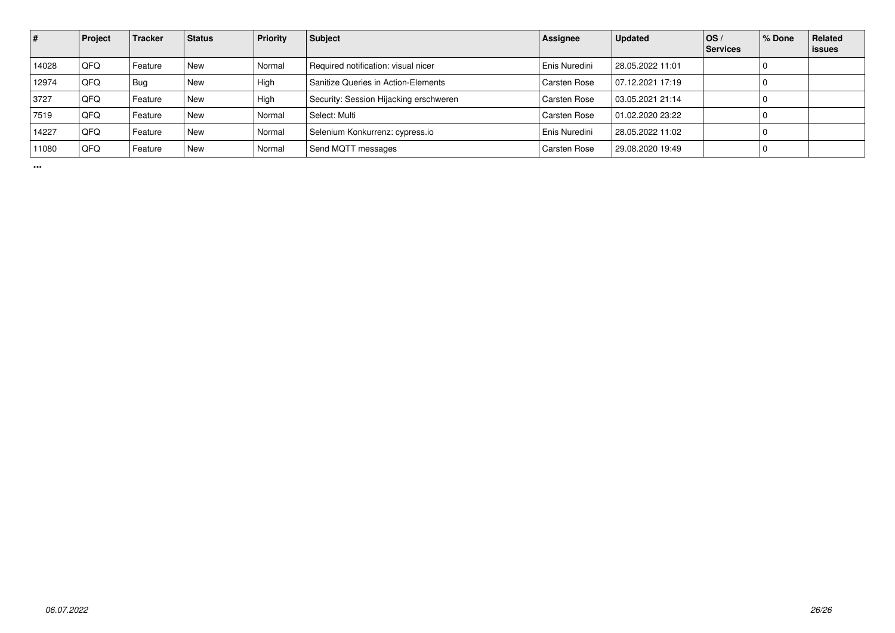| # | Project | Tracker | Status | Priority | Subject | Assignee | Updated | OS / Services | % Done | Related issues |
|---|---|---|---|---|---|---|---|---|---|---|
| 14028 | QFQ | Feature | New | Normal | Required notification: visual nicer | Enis Nuredini | 28.05.2022 11:01 | | 0 | |
| 12974 | QFQ | Bug | New | High | Sanitize Queries in Action-Elements | Carsten Rose | 07.12.2021 17:19 | | 0 | |
| 3727 | QFQ | Feature | New | High | Security: Session Hijacking erschweren | Carsten Rose | 03.05.2021 21:14 | | 0 | |
| 7519 | QFQ | Feature | New | Normal | Select: Multi | Carsten Rose | 01.02.2020 23:22 | | 0 | |
| 14227 | QFQ | Feature | New | Normal | Selenium Konkurrenz: cypress.io | Enis Nuredini | 28.05.2022 11:02 | | 0 | |
| 11080 | QFQ | Feature | New | Normal | Send MQTT messages | Carsten Rose | 29.08.2020 19:49 | | 0 | |

...